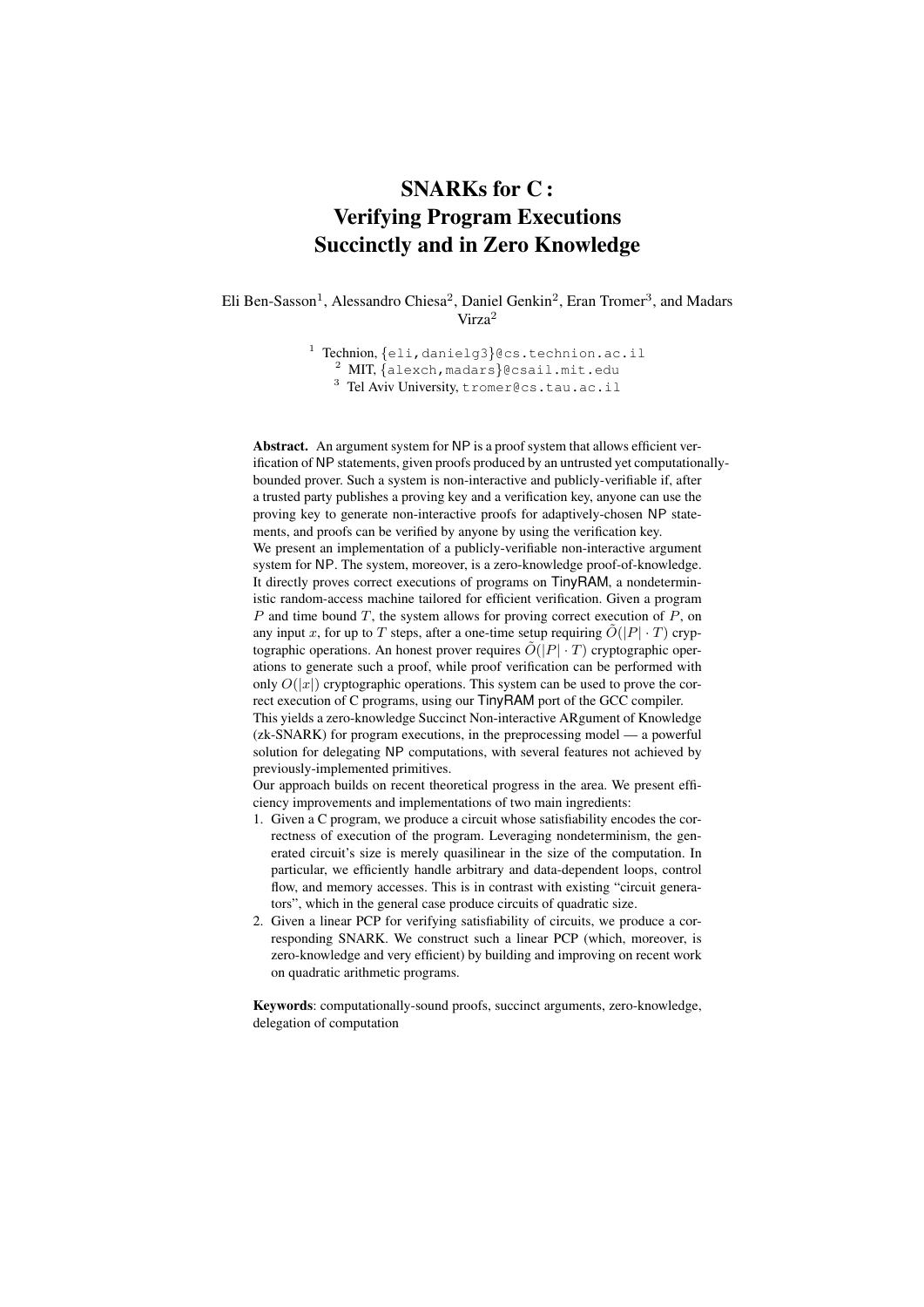# SNARKs for C : Verifying Program Executions Succinctly and in Zero Knowledge

Eli Ben-Sasson[1], Alessandro Chiesa[2], Daniel Genkin[2], Eran Tromer[3], and Madars Virza[2]

[1] Technion, {eli,danielg3}@cs.technion.ac.il
[2] MIT, {alexch,madars}@csail.mit.edu
[3] Tel Aviv University, tromer@cs.tau.ac.il

**Abstract.** An argument system for NP is a proof system that allows efficient verification of NP statements, given proofs produced by an untrusted yet computationally-bounded prover. Such a system is non-interactive and publicly-verifiable if, after a trusted party publishes a proving key and a verification key, anyone can use the proving key to generate non-interactive proofs for adaptively-chosen NP statements, and proofs can be verified by anyone by using the verification key.

We present an implementation of a publicly-verifiable non-interactive argument system for NP. The system, moreover, is a zero-knowledge proof-of-knowledge. It directly proves correct executions of programs on TinyRAM, a nondeterministic random-access machine tailored for efficient verification. Given a program $P$ and time bound $T$, the system allows for proving correct execution of $P$, on any input $x$, for up to $T$ steps, after a one-time setup requiring $\tilde{O}(|P| \cdot T)$ cryptographic operations. An honest prover requires $\tilde{O}(|P| \cdot T)$ cryptographic operations to generate such a proof, while proof verification can be performed with only $O(|x|)$ cryptographic operations. This system can be used to prove the correct execution of C programs, using our TinyRAM port of the GCC compiler.

This yields a zero-knowledge Succinct Non-interactive ARgument of Knowledge (zk-SNARK) for program executions, in the preprocessing model — a powerful solution for delegating NP computations, with several features not achieved by previously-implemented primitives.

Our approach builds on recent theoretical progress in the area. We present efficiency improvements and implementations of two main ingredients:

1. Given a C program, we produce a circuit whose satisfiability encodes the correctness of execution of the program. Leveraging nondeterminism, the generated circuit's size is merely quasilinear in the size of the computation. In particular, we efficiently handle arbitrary and data-dependent loops, control flow, and memory accesses. This is in contrast with existing "circuit generators", which in the general case produce circuits of quadratic size.
2. Given a linear PCP for verifying satisfiability of circuits, we produce a corresponding SNARK. We construct such a linear PCP (which, moreover, is zero-knowledge and very efficient) by building and improving on recent work on quadratic arithmetic programs.

**Keywords**: computationally-sound proofs, succinct arguments, zero-knowledge, delegation of computation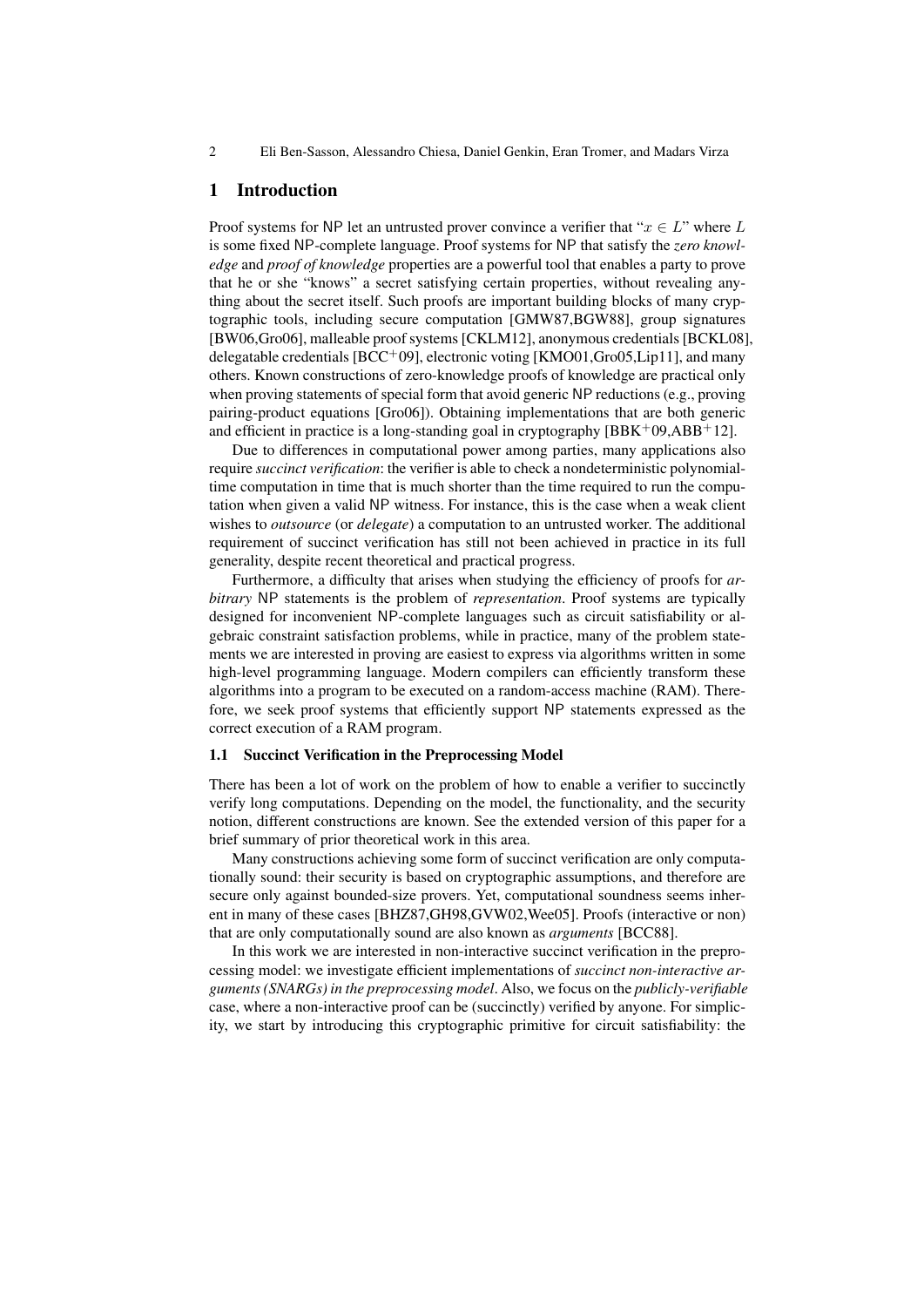## 1 Introduction

Proof systems for NP let an untrusted prover convince a verifier that "$x \in L$" where $L$ is some fixed NP-complete language. Proof systems for NP that satisfy the *zero knowledge* and *proof of knowledge* properties are a powerful tool that enables a party to prove that he or she "knows" a secret satisfying certain properties, without revealing anything about the secret itself. Such proofs are important building blocks of many cryptographic tools, including secure computation [GMW87,BGW88], group signatures [BW06,Gro06], malleable proof systems [CKLM12], anonymous credentials [BCKL08], delegatable credentials [BCC+09], electronic voting [KMO01,Gro05,Lip11], and many others. Known constructions of zero-knowledge proofs of knowledge are practical only when proving statements of special form that avoid generic NP reductions (e.g., proving pairing-product equations [Gro06]). Obtaining implementations that are both generic and efficient in practice is a long-standing goal in cryptography [BBK+09,ABB+12].

Due to differences in computational power among parties, many applications also require *succinct verification*: the verifier is able to check a nondeterministic polynomial-time computation in time that is much shorter than the time required to run the computation when given a valid NP witness. For instance, this is the case when a weak client wishes to *outsource* (or *delegate*) a computation to an untrusted worker. The additional requirement of succinct verification has still not been achieved in practice in its full generality, despite recent theoretical and practical progress.

Furthermore, a difficulty that arises when studying the efficiency of proofs for *arbitrary* NP statements is the problem of *representation*. Proof systems are typically designed for inconvenient NP-complete languages such as circuit satisfiability or algebraic constraint satisfaction problems, while in practice, many of the problem statements we are interested in proving are easiest to express via algorithms written in some high-level programming language. Modern compilers can efficiently transform these algorithms into a program to be executed on a random-access machine (RAM). Therefore, we seek proof systems that efficiently support NP statements expressed as the correct execution of a RAM program.

### 1.1 Succinct Verification in the Preprocessing Model

There has been a lot of work on the problem of how to enable a verifier to succinctly verify long computations. Depending on the model, the functionality, and the security notion, different constructions are known. See the extended version of this paper for a brief summary of prior theoretical work in this area.

Many constructions achieving some form of succinct verification are only computationally sound: their security is based on cryptographic assumptions, and therefore are secure only against bounded-size provers. Yet, computational soundness seems inherent in many of these cases [BHZ87,GH98,GVW02,Wee05]. Proofs (interactive or non) that are only computationally sound are also known as *arguments* [BCC88].

In this work we are interested in non-interactive succinct verification in the preprocessing model: we investigate efficient implementations of *succinct non-interactive arguments (SNARGs) in the preprocessing model*. Also, we focus on the *publicly-verifiable* case, where a non-interactive proof can be (succinctly) verified by anyone. For simplicity, we start by introducing this cryptographic primitive for circuit satisfiability: the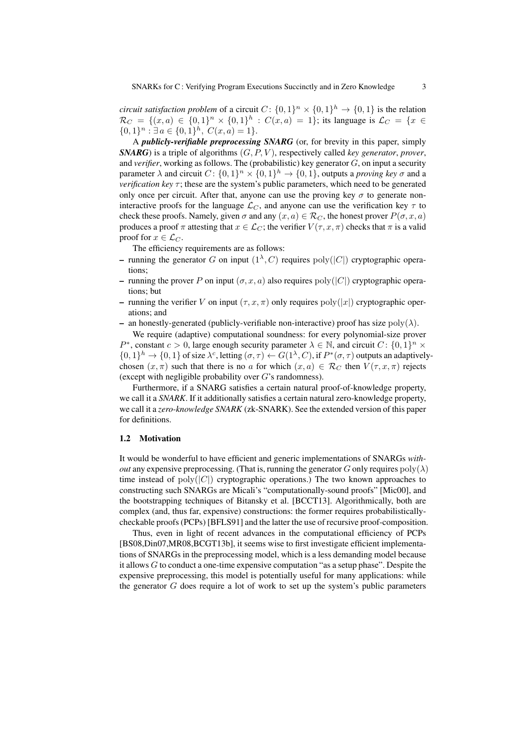*circuit satisfaction problem* of a circuit $C\colon \{0,1\}^n \times \{0,1\}^h \to \{0,1\}$ is the relation $\mathcal{R}_C = \{(x,a) \in \{0,1\}^n \times \{0,1\}^h : C(x,a) = 1\}$; its language is $\mathcal{L}_C = \{x \in \{0,1\}^n : \exists\, a \in \{0,1\}^h,\ C(x,a) = 1\}$.

A ***publicly-verifiable preprocessing SNARG*** (or, for brevity in this paper, simply ***SNARG***) is a triple of algorithms $(G, P, V)$, respectively called *key generator*, *prover*, and *verifier*, working as follows. The (probabilistic) key generator $G$, on input a security parameter $\lambda$ and circuit $C\colon \{0,1\}^n \times \{0,1\}^h \to \{0,1\}$, outputs a *proving key* $\sigma$ and a *verification key* $\tau$; these are the system's public parameters, which need to be generated only once per circuit. After that, anyone can use the proving key $\sigma$ to generate non-interactive proofs for the language $\mathcal{L}_C$, and anyone can use the verification key $\tau$ to check these proofs. Namely, given $\sigma$ and any $(x,a) \in \mathcal{R}_C$, the honest prover $P(\sigma, x, a)$ produces a proof $\pi$ attesting that $x \in \mathcal{L}_C$; the verifier $V(\tau, x, \pi)$ checks that $\pi$ is a valid proof for $x \in \mathcal{L}_C$.

The efficiency requirements are as follows:

- running the generator $G$ on input $(1^\lambda, C)$ requires $\mathrm{poly}(|C|)$ cryptographic operations;
- running the prover $P$ on input $(\sigma, x, a)$ also requires $\mathrm{poly}(|C|)$ cryptographic operations; but
- running the verifier $V$ on input $(\tau, x, \pi)$ only requires $\mathrm{poly}(|x|)$ cryptographic operations; and
- an honestly-generated (publicly-verifiable non-interactive) proof has size $\mathrm{poly}(\lambda)$.

We require (adaptive) computational soundness: for every polynomial-size prover $P^*$, constant $c > 0$, large enough security parameter $\lambda \in \mathbb{N}$, and circuit $C\colon \{0,1\}^n \times \{0,1\}^h \to \{0,1\}$ of size $\lambda^c$, letting $(\sigma, \tau) \leftarrow G(1^\lambda, C)$, if $P^*(\sigma, \tau)$ outputs an adaptively-chosen $(x, \pi)$ such that there is no $a$ for which $(x,a) \in \mathcal{R}_C$ then $V(\tau, x, \pi)$ rejects (except with negligible probability over $G$'s randomness).

Furthermore, if a SNARG satisfies a certain natural proof-of-knowledge property, we call it a ***SNARK***. If it additionally satisfies a certain natural zero-knowledge property, we call it a *zero-knowledge SNARK* (zk-SNARK). See the extended version of this paper for definitions.

### 1.2 Motivation

It would be wonderful to have efficient and generic implementations of SNARGs *without* any expensive preprocessing. (That is, running the generator $G$ only requires $\mathrm{poly}(\lambda)$ time instead of $\mathrm{poly}(|C|)$ cryptographic operations.) The two known approaches to constructing such SNARGs are Micali's "computationally-sound proofs" [Mic00], and the bootstrapping techniques of Bitansky et al. [BCCT13]. Algorithmically, both are complex (and, thus far, expensive) constructions: the former requires probabilistically-checkable proofs (PCPs) [BFLS91] and the latter the use of recursive proof-composition.

Thus, even in light of recent advances in the computational efficiency of PCPs [BS08,Din07,MR08,BCGT13b], it seems wise to first investigate efficient implementations of SNARGs in the preprocessing model, which is a less demanding model because it allows $G$ to conduct a one-time expensive computation "as a setup phase". Despite the expensive preprocessing, this model is potentially useful for many applications: while the generator $G$ does require a lot of work to set up the system's public parameters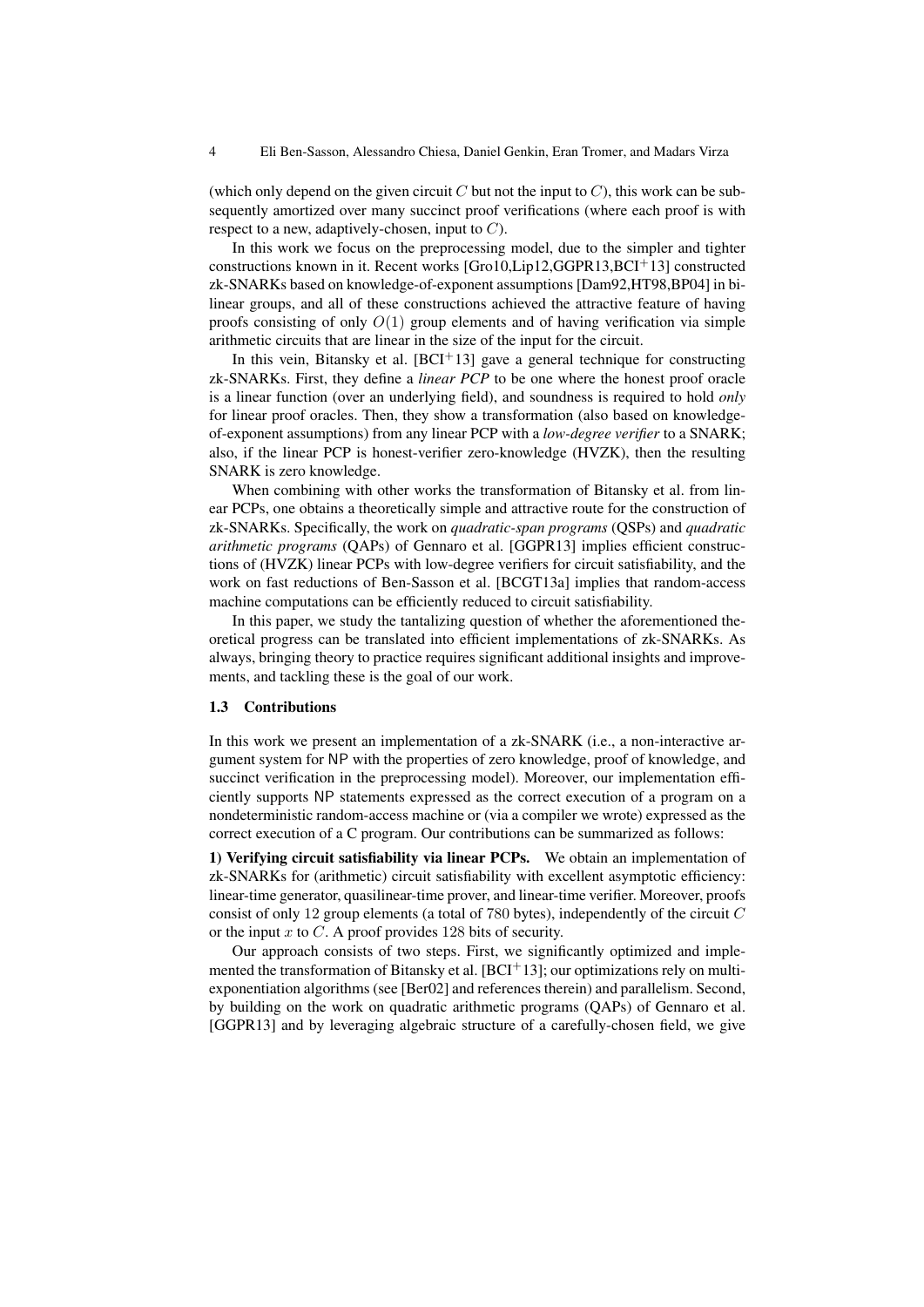(which only depend on the given circuit $C$ but not the input to $C$), this work can be subsequently amortized over many succinct proof verifications (where each proof is with respect to a new, adaptively-chosen, input to $C$).

In this work we focus on the preprocessing model, due to the simpler and tighter constructions known in it. Recent works [Gro10,Lip12,GGPR13,BCI+13] constructed zk-SNARKs based on knowledge-of-exponent assumptions [Dam92,HT98,BP04] in bilinear groups, and all of these constructions achieved the attractive feature of having proofs consisting of only $O(1)$ group elements and of having verification via simple arithmetic circuits that are linear in the size of the input for the circuit.

In this vein, Bitansky et al. [BCI+13] gave a general technique for constructing zk-SNARKs. First, they define a *linear PCP* to be one where the honest proof oracle is a linear function (over an underlying field), and soundness is required to hold *only* for linear proof oracles. Then, they show a transformation (also based on knowledge-of-exponent assumptions) from any linear PCP with a *low-degree verifier* to a SNARK; also, if the linear PCP is honest-verifier zero-knowledge (HVZK), then the resulting SNARK is zero knowledge.

When combining with other works the transformation of Bitansky et al. from linear PCPs, one obtains a theoretically simple and attractive route for the construction of zk-SNARKs. Specifically, the work on *quadratic-span programs* (QSPs) and *quadratic arithmetic programs* (QAPs) of Gennaro et al. [GGPR13] implies efficient constructions of (HVZK) linear PCPs with low-degree verifiers for circuit satisfiability, and the work on fast reductions of Ben-Sasson et al. [BCGT13a] implies that random-access machine computations can be efficiently reduced to circuit satisfiability.

In this paper, we study the tantalizing question of whether the aforementioned theoretical progress can be translated into efficient implementations of zk-SNARKs. As always, bringing theory to practice requires significant additional insights and improvements, and tackling these is the goal of our work.

### 1.3 Contributions

In this work we present an implementation of a zk-SNARK (i.e., a non-interactive argument system for NP with the properties of zero knowledge, proof of knowledge, and succinct verification in the preprocessing model). Moreover, our implementation efficiently supports NP statements expressed as the correct execution of a program on a nondeterministic random-access machine or (via a compiler we wrote) expressed as the correct execution of a C program. Our contributions can be summarized as follows:

**1) Verifying circuit satisfiability via linear PCPs.** We obtain an implementation of zk-SNARKs for (arithmetic) circuit satisfiability with excellent asymptotic efficiency: linear-time generator, quasilinear-time prover, and linear-time verifier. Moreover, proofs consist of only 12 group elements (a total of 780 bytes), independently of the circuit $C$ or the input $x$ to $C$. A proof provides 128 bits of security.

Our approach consists of two steps. First, we significantly optimized and implemented the transformation of Bitansky et al. [BCI+13]; our optimizations rely on multi-exponentiation algorithms (see [Ber02] and references therein) and parallelism. Second, by building on the work on quadratic arithmetic programs (QAPs) of Gennaro et al. [GGPR13] and by leveraging algebraic structure of a carefully-chosen field, we give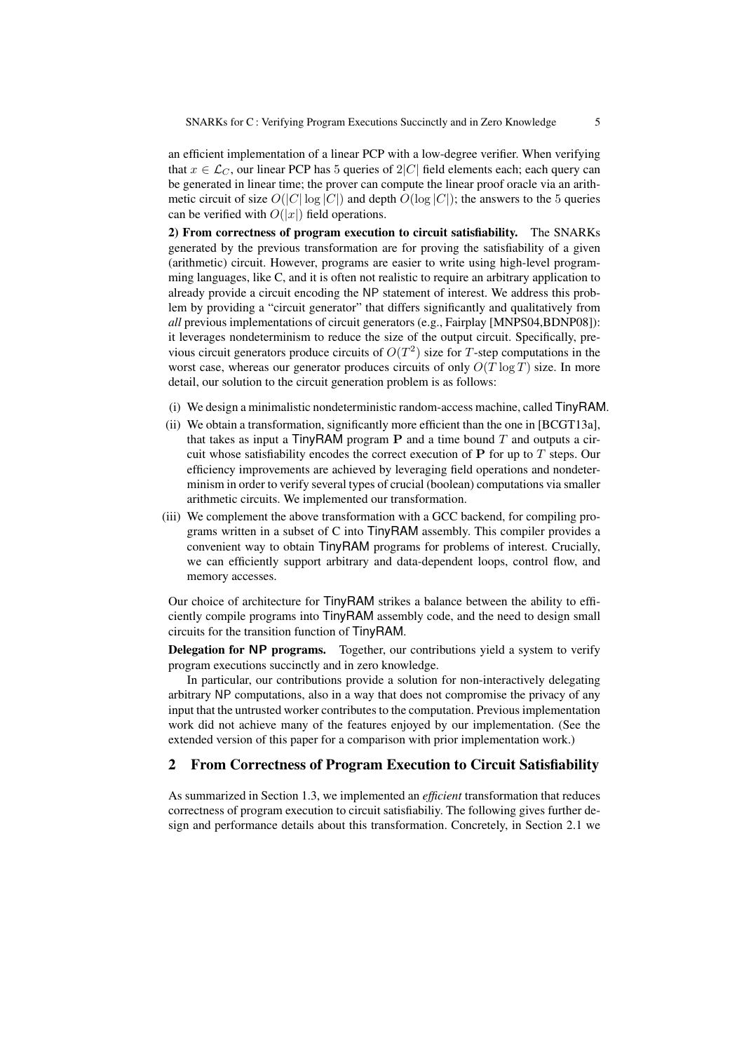an efficient implementation of a linear PCP with a low-degree verifier. When verifying that $x \in \mathcal{L}_C$, our linear PCP has 5 queries of $2|C|$ field elements each; each query can be generated in linear time; the prover can compute the linear proof oracle via an arithmetic circuit of size $O(|C| \log |C|)$ and depth $O(\log |C|)$; the answers to the 5 queries can be verified with $O(|x|)$ field operations.

**2) From correctness of program execution to circuit satisfiability.** The SNARKs generated by the previous transformation are for proving the satisfiability of a given (arithmetic) circuit. However, programs are easier to write using high-level programming languages, like C, and it is often not realistic to require an arbitrary application to already provide a circuit encoding the NP statement of interest. We address this problem by providing a "circuit generator" that differs significantly and qualitatively from *all* previous implementations of circuit generators (e.g., Fairplay [MNPS04,BDNP08]): it leverages nondeterminism to reduce the size of the output circuit. Specifically, previous circuit generators produce circuits of $O(T^2)$ size for $T$-step computations in the worst case, whereas our generator produces circuits of only $O(T \log T)$ size. In more detail, our solution to the circuit generation problem is as follows:

(i) We design a minimalistic nondeterministic random-access machine, called TinyRAM.

(ii) We obtain a transformation, significantly more efficient than the one in [BCGT13a], that takes as input a TinyRAM program $\mathbf{P}$ and a time bound $T$ and outputs a circuit whose satisfiability encodes the correct execution of $\mathbf{P}$ for up to $T$ steps. Our efficiency improvements are achieved by leveraging field operations and nondeterminism in order to verify several types of crucial (boolean) computations via smaller arithmetic circuits. We implemented our transformation.

(iii) We complement the above transformation with a GCC backend, for compiling programs written in a subset of C into TinyRAM assembly. This compiler provides a convenient way to obtain TinyRAM programs for problems of interest. Crucially, we can efficiently support arbitrary and data-dependent loops, control flow, and memory accesses.

Our choice of architecture for TinyRAM strikes a balance between the ability to efficiently compile programs into TinyRAM assembly code, and the need to design small circuits for the transition function of TinyRAM.

**Delegation for NP programs.** Together, our contributions yield a system to verify program executions succinctly and in zero knowledge.

In particular, our contributions provide a solution for non-interactively delegating arbitrary NP computations, also in a way that does not compromise the privacy of any input that the untrusted worker contributes to the computation. Previous implementation work did not achieve many of the features enjoyed by our implementation. (See the extended version of this paper for a comparison with prior implementation work.)

## 2 From Correctness of Program Execution to Circuit Satisfiability

As summarized in Section 1.3, we implemented an *efficient* transformation that reduces correctness of program execution to circuit satisfiabiliy. The following gives further design and performance details about this transformation. Concretely, in Section 2.1 we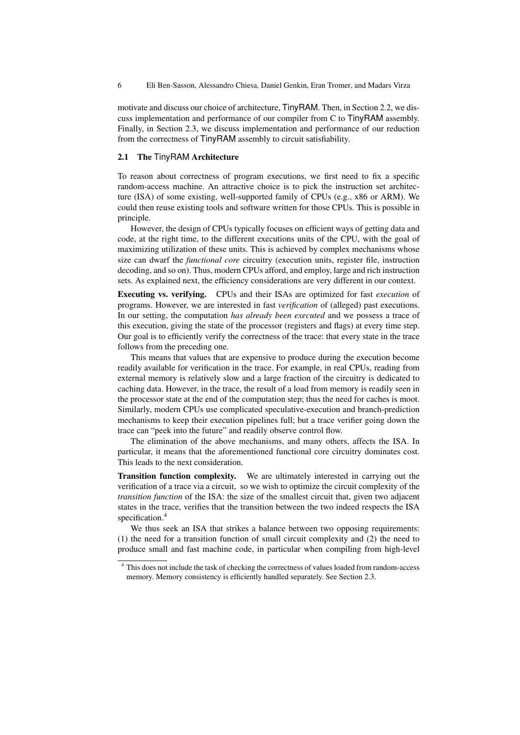motivate and discuss our choice of architecture, TinyRAM. Then, in Section 2.2, we discuss implementation and performance of our compiler from C to TinyRAM assembly. Finally, in Section 2.3, we discuss implementation and performance of our reduction from the correctness of TinyRAM assembly to circuit satisfiability.

### 2.1 The TinyRAM Architecture

To reason about correctness of program executions, we first need to fix a specific random-access machine. An attractive choice is to pick the instruction set architecture (ISA) of some existing, well-supported family of CPUs (e.g., x86 or ARM). We could then reuse existing tools and software written for those CPUs. This is possible in principle.

However, the design of CPUs typically focuses on efficient ways of getting data and code, at the right time, to the different executions units of the CPU, with the goal of maximizing utilization of these units. This is achieved by complex mechanisms whose size can dwarf the *functional core* circuitry (execution units, register file, instruction decoding, and so on). Thus, modern CPUs afford, and employ, large and rich instruction sets. As explained next, the efficiency considerations are very different in our context.

**Executing vs. verifying.** CPUs and their ISAs are optimized for fast *execution* of programs. However, we are interested in fast *verification* of (alleged) past executions. In our setting, the computation *has already been executed* and we possess a trace of this execution, giving the state of the processor (registers and flags) at every time step. Our goal is to efficiently verify the correctness of the trace: that every state in the trace follows from the preceding one.

This means that values that are expensive to produce during the execution become readily available for verification in the trace. For example, in real CPUs, reading from external memory is relatively slow and a large fraction of the circuitry is dedicated to caching data. However, in the trace, the result of a load from memory is readily seen in the processor state at the end of the computation step; thus the need for caches is moot. Similarly, modern CPUs use complicated speculative-execution and branch-prediction mechanisms to keep their execution pipelines full; but a trace verifier going down the trace can "peek into the future" and readily observe control flow.

The elimination of the above mechanisms, and many others, affects the ISA. In particular, it means that the aforementioned functional core circuitry dominates cost. This leads to the next consideration.

**Transition function complexity.** We are ultimately interested in carrying out the verification of a trace via a circuit, so we wish to optimize the circuit complexity of the *transition function* of the ISA: the size of the smallest circuit that, given two adjacent states in the trace, verifies that the transition between the two indeed respects the ISA specification.[4]

We thus seek an ISA that strikes a balance between two opposing requirements: (1) the need for a transition function of small circuit complexity and (2) the need to produce small and fast machine code, in particular when compiling from high-level

[4] This does not include the task of checking the correctness of values loaded from random-access memory. Memory consistency is efficiently handled separately. See Section 2.3.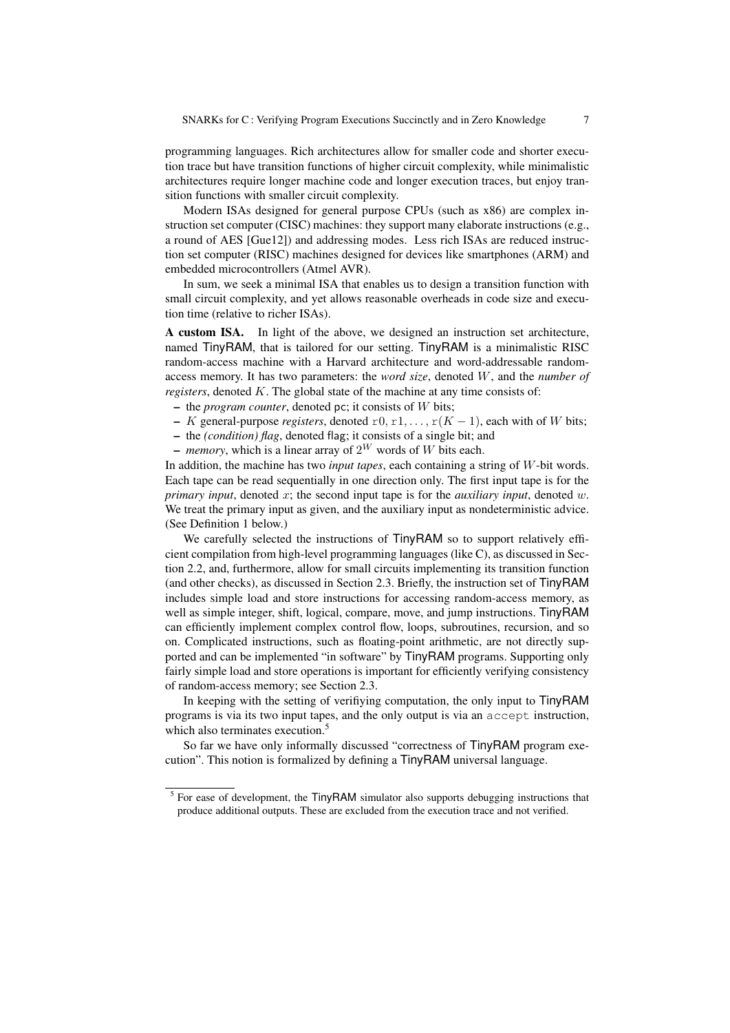programming languages. Rich architectures allow for smaller code and shorter execution trace but have transition functions of higher circuit complexity, while minimalistic architectures require longer machine code and longer execution traces, but enjoy transition functions with smaller circuit complexity.

Modern ISAs designed for general purpose CPUs (such as x86) are complex instruction set computer (CISC) machines: they support many elaborate instructions (e.g., a round of AES [Gue12]) and addressing modes. Less rich ISAs are reduced instruction set computer (RISC) machines designed for devices like smartphones (ARM) and embedded microcontrollers (Atmel AVR).

In sum, we seek a minimal ISA that enables us to design a transition function with small circuit complexity, and yet allows reasonable overheads in code size and execution time (relative to richer ISAs).

**A custom ISA.** In light of the above, we designed an instruction set architecture, named TinyRAM, that is tailored for our setting. TinyRAM is a minimalistic RISC random-access machine with a Harvard architecture and word-addressable random-access memory. It has two parameters: the *word size*, denoted $W$, and the *number of registers*, denoted $K$. The global state of the machine at any time consists of:

- the *program counter*, denoted $\mathsf{pc}$; it consists of $W$ bits;
- $K$ general-purpose *registers*, denoted $\mathtt{r}0, \mathtt{r}1, \ldots, \mathtt{r}(K-1)$, each with of $W$ bits;
- the *(condition) flag*, denoted $\mathsf{flag}$; it consists of a single bit; and
- *memory*, which is a linear array of $2^W$ words of $W$ bits each.

In addition, the machine has two *input tapes*, each containing a string of $W$-bit words. Each tape can be read sequentially in one direction only. The first input tape is for the *primary input*, denoted $x$; the second input tape is for the *auxiliary input*, denoted $w$. We treat the primary input as given, and the auxiliary input as nondeterministic advice. (See Definition 1 below.)

We carefully selected the instructions of TinyRAM so to support relatively efficient compilation from high-level programming languages (like C), as discussed in Section 2.2, and, furthermore, allow for small circuits implementing its transition function (and other checks), as discussed in Section 2.3. Briefly, the instruction set of TinyRAM includes simple load and store instructions for accessing random-access memory, as well as simple integer, shift, logical, compare, move, and jump instructions. TinyRAM can efficiently implement complex control flow, loops, subroutines, recursion, and so on. Complicated instructions, such as floating-point arithmetic, are not directly supported and can be implemented "in software" by TinyRAM programs. Supporting only fairly simple load and store operations is important for efficiently verifying consistency of random-access memory; see Section 2.3.

In keeping with the setting of verifiying computation, the only input to TinyRAM programs is via its two input tapes, and the only output is via an `accept` instruction, which also terminates execution.[5]

So far we have only informally discussed "correctness of TinyRAM program execution". This notion is formalized by defining a TinyRAM universal language.

[5] For ease of development, the TinyRAM simulator also supports debugging instructions that produce additional outputs. These are excluded from the execution trace and not verified.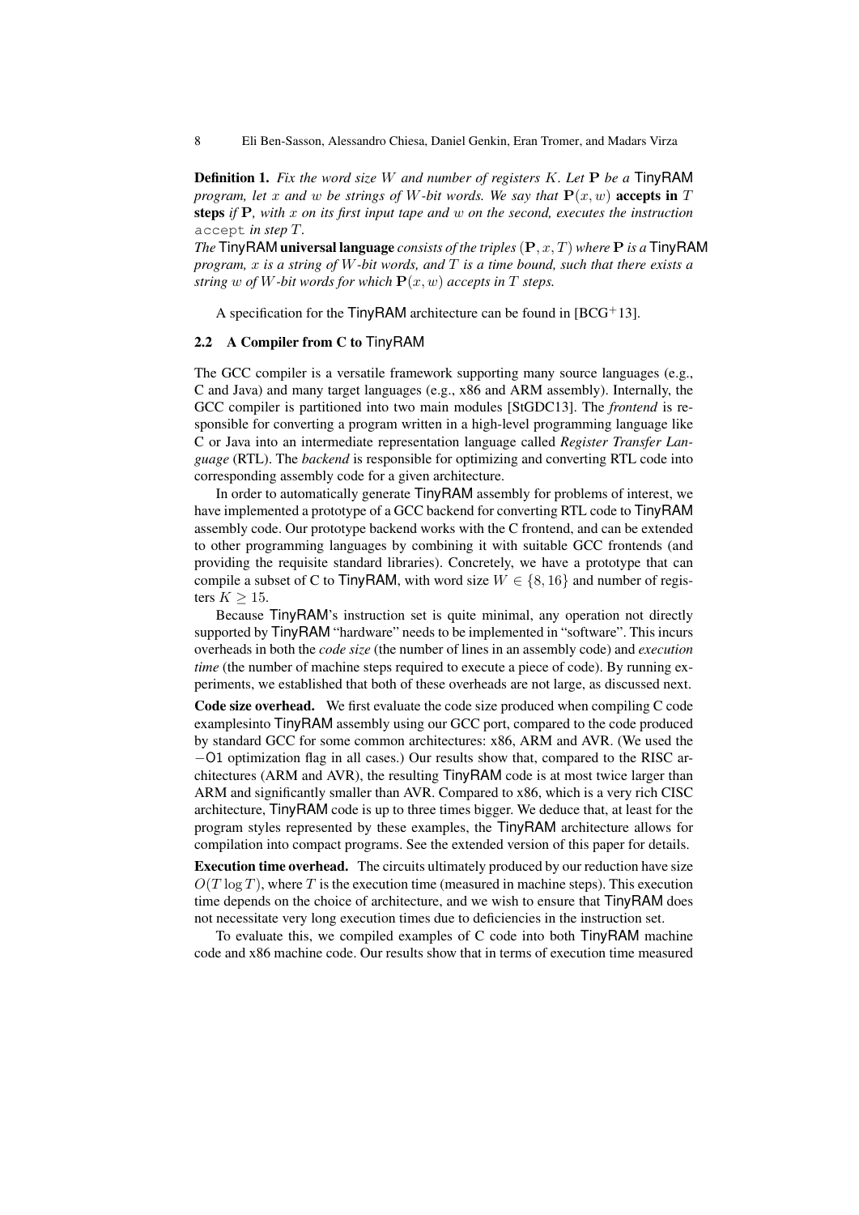**Definition 1.** *Fix the word size $W$ and number of registers $K$. Let $\mathbf{P}$ be a* TinyRAM *program, let $x$ and $w$ be strings of $W$-bit words. We say that $\mathbf{P}(x, w)$* **accepts in** $T$ **steps** *if $\mathbf{P}$, with $x$ on its first input tape and $w$ on the second, executes the instruction* `accept` *in step $T$.*

*The* TinyRAM **universal language** *consists of the triples $(\mathbf{P}, x, T)$ where $\mathbf{P}$ is a* TinyRAM *program, $x$ is a string of $W$-bit words, and $T$ is a time bound, such that there exists a string $w$ of $W$-bit words for which $\mathbf{P}(x, w)$ accepts in $T$ steps.*

A specification for the TinyRAM architecture can be found in [BCG+13].

## 2.2 A Compiler from C to TinyRAM

The GCC compiler is a versatile framework supporting many source languages (e.g., C and Java) and many target languages (e.g., x86 and ARM assembly). Internally, the GCC compiler is partitioned into two main modules [StGDC13]. The *frontend* is responsible for converting a program written in a high-level programming language like C or Java into an intermediate representation language called *Register Transfer Language* (RTL). The *backend* is responsible for optimizing and converting RTL code into corresponding assembly code for a given architecture.

In order to automatically generate TinyRAM assembly for problems of interest, we have implemented a prototype of a GCC backend for converting RTL code to TinyRAM assembly code. Our prototype backend works with the C frontend, and can be extended to other programming languages by combining it with suitable GCC frontends (and providing the requisite standard libraries). Concretely, we have a prototype that can compile a subset of C to TinyRAM, with word size $W \in \{8, 16\}$ and number of registers $K \geq 15$.

Because TinyRAM's instruction set is quite minimal, any operation not directly supported by TinyRAM "hardware" needs to be implemented in "software". This incurs overheads in both the *code size* (the number of lines in an assembly code) and *execution time* (the number of machine steps required to execute a piece of code). By running experiments, we established that both of these overheads are not large, as discussed next.

**Code size overhead.** We first evaluate the code size produced when compiling C code examplesinto TinyRAM assembly using our GCC port, compared to the code produced by standard GCC for some common architectures: x86, ARM and AVR. (We used the $-$O1 optimization flag in all cases.) Our results show that, compared to the RISC architectures (ARM and AVR), the resulting TinyRAM code is at most twice larger than ARM and significantly smaller than AVR. Compared to x86, which is a very rich CISC architecture, TinyRAM code is up to three times bigger. We deduce that, at least for the program styles represented by these examples, the TinyRAM architecture allows for compilation into compact programs. See the extended version of this paper for details.

**Execution time overhead.** The circuits ultimately produced by our reduction have size $O(T \log T)$, where $T$ is the execution time (measured in machine steps). This execution time depends on the choice of architecture, and we wish to ensure that TinyRAM does not necessitate very long execution times due to deficiencies in the instruction set.

To evaluate this, we compiled examples of C code into both TinyRAM machine code and x86 machine code. Our results show that in terms of execution time measured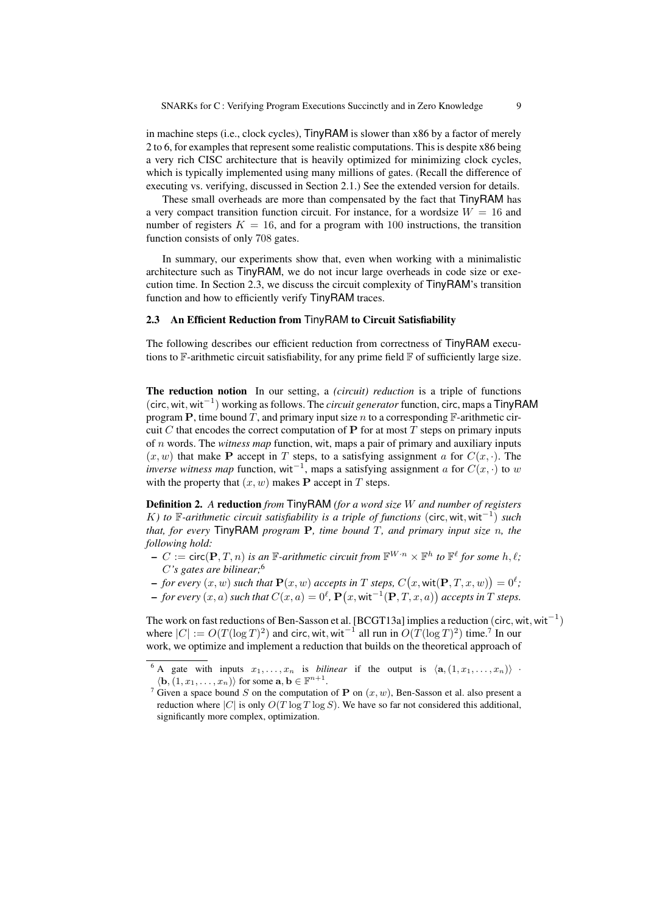in machine steps (i.e., clock cycles), TinyRAM is slower than x86 by a factor of merely 2 to 6, for examples that represent some realistic computations. This is despite x86 being a very rich CISC architecture that is heavily optimized for minimizing clock cycles, which is typically implemented using many millions of gates. (Recall the difference of executing vs. verifying, discussed in Section 2.1.) See the extended version for details.

These small overheads are more than compensated by the fact that TinyRAM has a very compact transition function circuit. For instance, for a wordsize $W = 16$ and number of registers $K = 16$, and for a program with 100 instructions, the transition function consists of only 708 gates.

In summary, our experiments show that, even when working with a minimalistic architecture such as TinyRAM, we do not incur large overheads in code size or execution time. In Section 2.3, we discuss the circuit complexity of TinyRAM's transition function and how to efficiently verify TinyRAM traces.

### 2.3 An Efficient Reduction from TinyRAM to Circuit Satisfiability

The following describes our efficient reduction from correctness of TinyRAM executions to $\mathbb{F}$-arithmetic circuit satisfiability, for any prime field $\mathbb{F}$ of sufficiently large size.

**The reduction notion** In our setting, a *(circuit) reduction* is a triple of functions $(\mathsf{circ}, \mathsf{wit}, \mathsf{wit}^{-1})$ working as follows. The *circuit generator* function, $\mathsf{circ}$, maps a TinyRAM program $\mathbf{P}$, time bound $T$, and primary input size $n$ to a corresponding $\mathbb{F}$-arithmetic circuit $C$ that encodes the correct computation of $\mathbf{P}$ for at most $T$ steps on primary inputs of $n$ words. The *witness map* function, $\mathsf{wit}$, maps a pair of primary and auxiliary inputs $(x, w)$ that make $\mathbf{P}$ accept in $T$ steps, to a satisfying assignment $a$ for $C(x, \cdot)$. The *inverse witness map* function, $\mathsf{wit}^{-1}$, maps a satisfying assignment $a$ for $C(x, \cdot)$ to $w$ with the property that $(x, w)$ makes $\mathbf{P}$ accept in $T$ steps.

**Definition 2.** *A* **reduction** *from* TinyRAM *(for a word size $W$ and number of registers $K$) to $\mathbb{F}$-arithmetic circuit satisfiability is a triple of functions $(\mathsf{circ}, \mathsf{wit}, \mathsf{wit}^{-1})$ such that, for every* TinyRAM *program $\mathbf{P}$, time bound $T$, and primary input size $n$, the following hold:*

- *$C := \mathsf{circ}(\mathbf{P}, T, n)$ is an $\mathbb{F}$-arithmetic circuit from $\mathbb{F}^{W \cdot n} \times \mathbb{F}^h$ to $\mathbb{F}^\ell$ for some $h, \ell$; $C$'s gates are bilinear;*[6]
- *for every $(x, w)$ such that $\mathbf{P}(x, w)$ accepts in $T$ steps, $C\big(x, \mathsf{wit}(\mathbf{P}, T, x, w)\big) = 0^\ell$;*
- *for every $(x, a)$ such that $C(x, a) = 0^\ell$, $\mathbf{P}\big(x, \mathsf{wit}^{-1}(\mathbf{P}, T, x, a)\big)$ accepts in $T$ steps.*

The work on fast reductions of Ben-Sasson et al. [BCGT13a] implies a reduction $(\mathsf{circ}, \mathsf{wit}, \mathsf{wit}^{-1})$ where $|C| := O(T(\log T)^2)$ and $\mathsf{circ}, \mathsf{wit}, \mathsf{wit}^{-1}$ all run in $O(T(\log T)^2)$ time.[7] In our work, we optimize and implement a reduction that builds on the theoretical approach of

---

[6] A gate with inputs $x_1, \ldots, x_n$ is *bilinear* if the output is $\langle \mathbf{a}, (1, x_1, \ldots, x_n) \rangle \cdot \langle \mathbf{b}, (1, x_1, \ldots, x_n) \rangle$ for some $\mathbf{a}, \mathbf{b} \in \mathbb{F}^{n+1}$.

[7] Given a space bound $S$ on the computation of $\mathbf{P}$ on $(x, w)$, Ben-Sasson et al. also present a reduction where $|C|$ is only $O(T \log T \log S)$. We have so far not considered this additional, significantly more complex, optimization.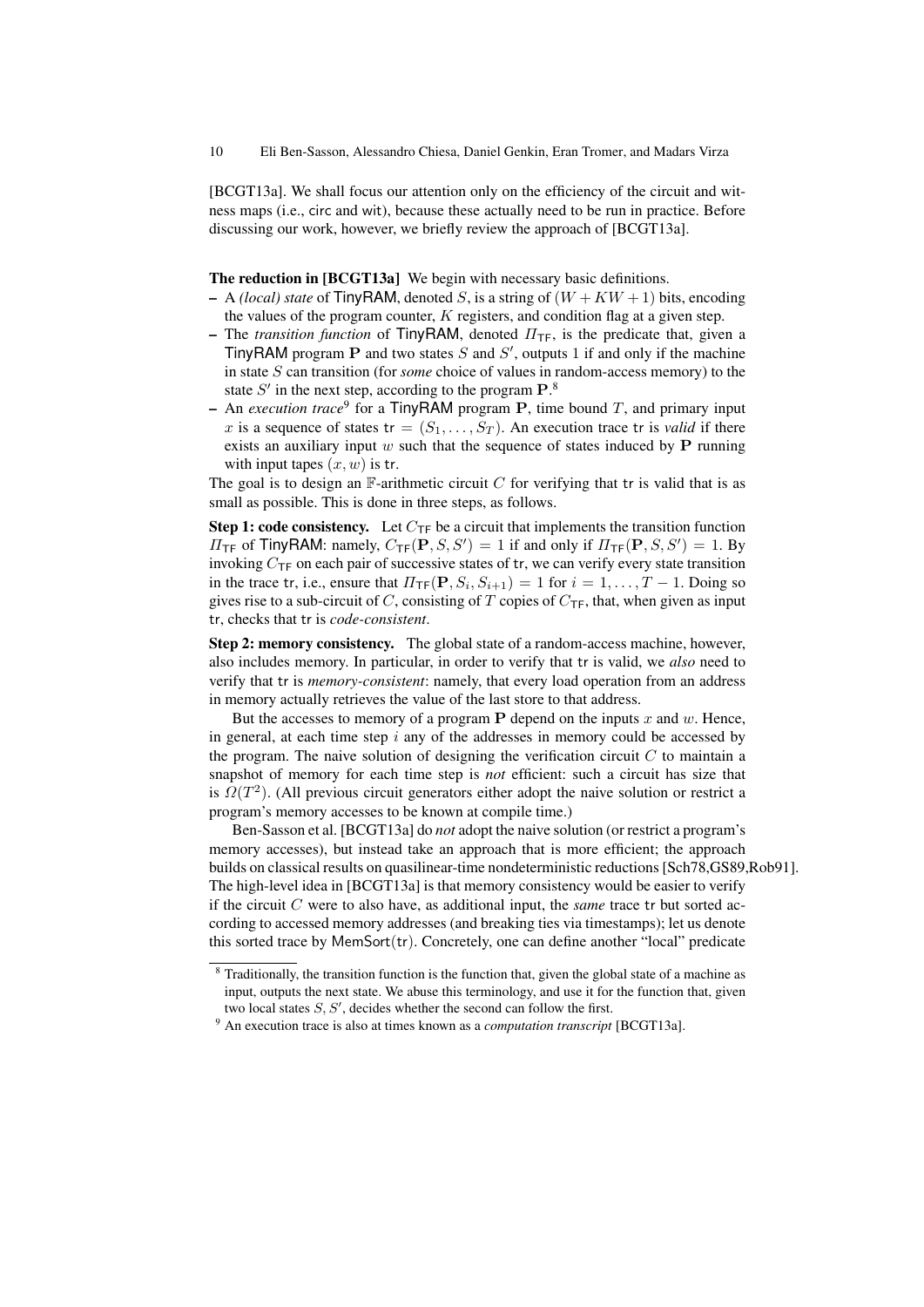[BCGT13a]. We shall focus our attention only on the efficiency of the circuit and witness maps (i.e., circ and wit), because these actually need to be run in practice. Before discussing our work, however, we briefly review the approach of [BCGT13a].

**The reduction in [BCGT13a]** We begin with necessary basic definitions.

- A *(local) state* of TinyRAM, denoted $S$, is a string of $(W + KW + 1)$ bits, encoding the values of the program counter, $K$ registers, and condition flag at a given step.
- The *transition function* of TinyRAM, denoted $\Pi_{\mathsf{TF}}$, is the predicate that, given a TinyRAM program $\mathbf{P}$ and two states $S$ and $S'$, outputs 1 if and only if the machine in state $S$ can transition (for *some* choice of values in random-access memory) to the state $S'$ in the next step, according to the program $\mathbf{P}$.[8]
- An *execution trace*[9] for a TinyRAM program $\mathbf{P}$, time bound $T$, and primary input $x$ is a sequence of states $\mathsf{tr} = (S_1, \ldots, S_T)$. An execution trace tr is *valid* if there exists an auxiliary input $w$ such that the sequence of states induced by $\mathbf{P}$ running with input tapes $(x, w)$ is tr.

The goal is to design an $\mathbb{F}$-arithmetic circuit $C$ for verifying that tr is valid that is as small as possible. This is done in three steps, as follows.

**Step 1: code consistency.** Let $C_{\mathsf{TF}}$ be a circuit that implements the transition function $\Pi_{\mathsf{TF}}$ of TinyRAM: namely, $C_{\mathsf{TF}}(\mathbf{P}, S, S') = 1$ if and only if $\Pi_{\mathsf{TF}}(\mathbf{P}, S, S') = 1$. By invoking $C_{\mathsf{TF}}$ on each pair of successive states of tr, we can verify every state transition in the trace tr, i.e., ensure that $\Pi_{\mathsf{TF}}(\mathbf{P}, S_i, S_{i+1}) = 1$ for $i = 1, \ldots, T - 1$. Doing so gives rise to a sub-circuit of $C$, consisting of $T$ copies of $C_{\mathsf{TF}}$, that, when given as input tr, checks that tr is *code-consistent*.

**Step 2: memory consistency.** The global state of a random-access machine, however, also includes memory. In particular, in order to verify that tr is valid, we *also* need to verify that tr is *memory-consistent*: namely, that every load operation from an address in memory actually retrieves the value of the last store to that address.

But the accesses to memory of a program $\mathbf{P}$ depend on the inputs $x$ and $w$. Hence, in general, at each time step $i$ any of the addresses in memory could be accessed by the program. The naive solution of designing the verification circuit $C$ to maintain a snapshot of memory for each time step is *not* efficient: such a circuit has size that is $\Omega(T^2)$. (All previous circuit generators either adopt the naive solution or restrict a program's memory accesses to be known at compile time.)

Ben-Sasson et al. [BCGT13a] do *not* adopt the naive solution (or restrict a program's memory accesses), but instead take an approach that is more efficient; the approach builds on classical results on quasilinear-time nondeterministic reductions [Sch78,GS89,Rob91]. The high-level idea in [BCGT13a] is that memory consistency would be easier to verify if the circuit $C$ were to also have, as additional input, the *same* trace tr but sorted according to accessed memory addresses (and breaking ties via timestamps); let us denote this sorted trace by MemSort(tr). Concretely, one can define another "local" predicate

[8] Traditionally, the transition function is the function that, given the global state of a machine as input, outputs the next state. We abuse this terminology, and use it for the function that, given two local states $S, S'$, decides whether the second can follow the first.

[9] An execution trace is also at times known as a *computation transcript* [BCGT13a].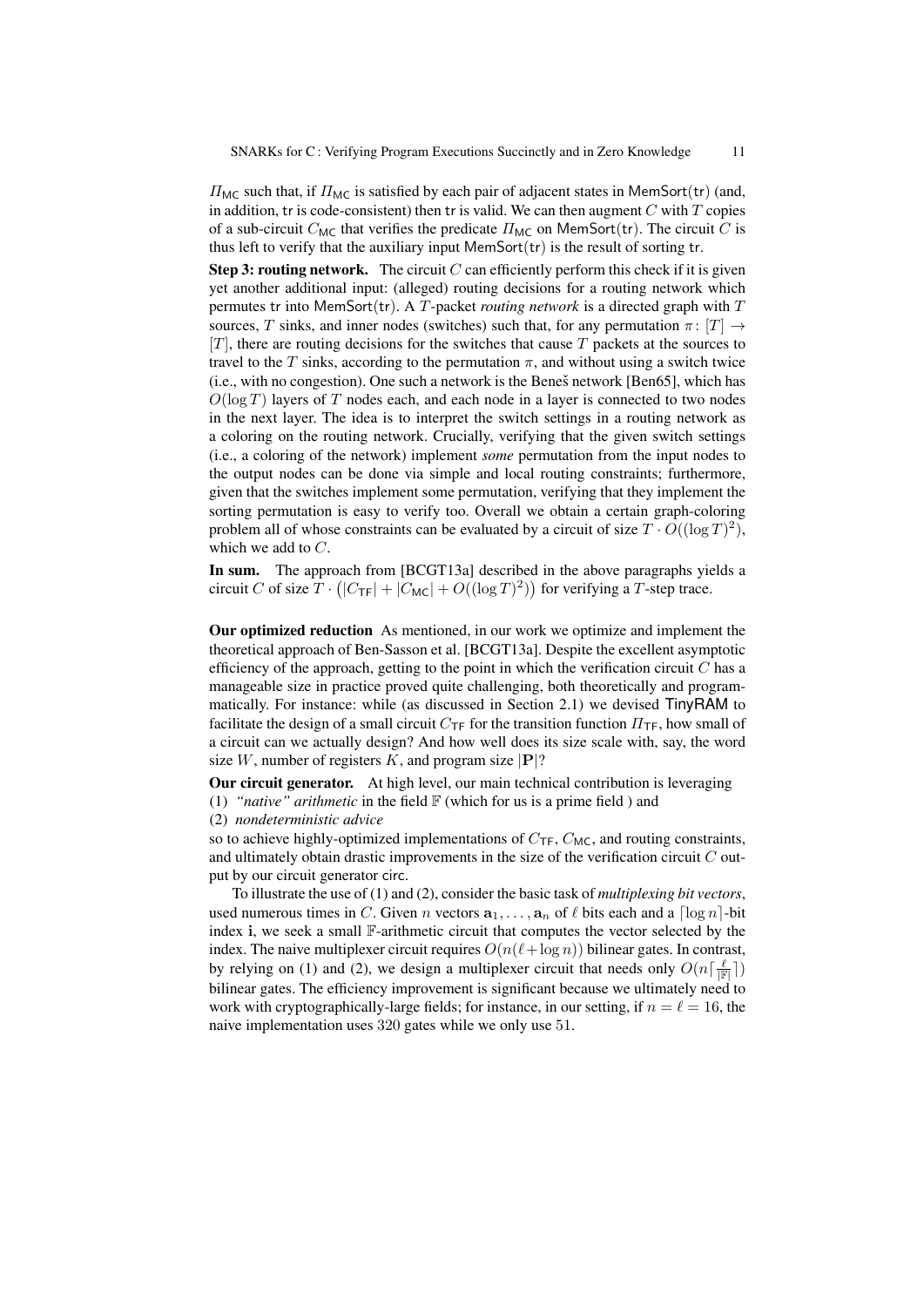$\Pi_{\mathsf{MC}}$ such that, if $\Pi_{\mathsf{MC}}$ is satisfied by each pair of adjacent states in $\mathsf{MemSort}(\mathsf{tr})$ (and, in addition, $\mathsf{tr}$ is code-consistent) then $\mathsf{tr}$ is valid. We can then augment $C$ with $T$ copies of a sub-circuit $C_{\mathsf{MC}}$ that verifies the predicate $\Pi_{\mathsf{MC}}$ on $\mathsf{MemSort}(\mathsf{tr})$. The circuit $C$ is thus left to verify that the auxiliary input $\mathsf{MemSort}(\mathsf{tr})$ is the result of sorting $\mathsf{tr}$.

**Step 3: routing network.** The circuit $C$ can efficiently perform this check if it is given yet another additional input: (alleged) routing decisions for a routing network which permutes $\mathsf{tr}$ into $\mathsf{MemSort}(\mathsf{tr})$. A $T$-packet *routing network* is a directed graph with $T$ sources, $T$ sinks, and inner nodes (switches) such that, for any permutation $\pi \colon [T] \to [T]$, there are routing decisions for the switches that cause $T$ packets at the sources to travel to the $T$ sinks, according to the permutation $\pi$, and without using a switch twice (i.e., with no congestion). One such a network is the Beneš network [Ben65], which has $O(\log T)$ layers of $T$ nodes each, and each node in a layer is connected to two nodes in the next layer. The idea is to interpret the switch settings in a routing network as a coloring on the routing network. Crucially, verifying that the given switch settings (i.e., a coloring of the network) implement *some* permutation from the input nodes to the output nodes can be done via simple and local routing constraints; furthermore, given that the switches implement some permutation, verifying that they implement the sorting permutation is easy to verify too. Overall we obtain a certain graph-coloring problem all of whose constraints can be evaluated by a circuit of size $T \cdot O((\log T)^2)$, which we add to $C$.

**In sum.** The approach from [BCGT13a] described in the above paragraphs yields a circuit $C$ of size $T \cdot \big(|C_{\mathsf{TF}}| + |C_{\mathsf{MC}}| + O((\log T)^2)\big)$ for verifying a $T$-step trace.

**Our optimized reduction** As mentioned, in our work we optimize and implement the theoretical approach of Ben-Sasson et al. [BCGT13a]. Despite the excellent asymptotic efficiency of the approach, getting to the point in which the verification circuit $C$ has a manageable size in practice proved quite challenging, both theoretically and programmatically. For instance: while (as discussed in Section 2.1) we devised TinyRAM to facilitate the design of a small circuit $C_{\mathsf{TF}}$ for the transition function $\Pi_{\mathsf{TF}}$, how small of a circuit can we actually design? And how well does its size scale with, say, the word size $W$, number of registers $K$, and program size $|\mathbf{P}|$?

**Our circuit generator.** At high level, our main technical contribution is leveraging
(1) *"native" arithmetic* in the field $\mathbb{F}$ (which for us is a prime field ) and
(2) *nondeterministic advice*
so to achieve highly-optimized implementations of $C_{\mathsf{TF}}$, $C_{\mathsf{MC}}$, and routing constraints, and ultimately obtain drastic improvements in the size of the verification circuit $C$ output by our circuit generator $\mathsf{circ}$.

To illustrate the use of (1) and (2), consider the basic task of *multiplexing bit vectors*, used numerous times in $C$. Given $n$ vectors $\mathbf{a}_1, \ldots, \mathbf{a}_n$ of $\ell$ bits each and a $\lceil \log n \rceil$-bit index $\mathbf{i}$, we seek a small $\mathbb{F}$-arithmetic circuit that computes the vector selected by the index. The naive multiplexer circuit requires $O(n(\ell + \log n))$ bilinear gates. In contrast, by relying on (1) and (2), we design a multiplexer circuit that needs only $O(n\lceil \frac{\ell}{|\mathbb{F}|} \rceil)$ bilinear gates. The efficiency improvement is significant because we ultimately need to work with cryptographically-large fields; for instance, in our setting, if $n = \ell = 16$, the naive implementation uses 320 gates while we only use 51.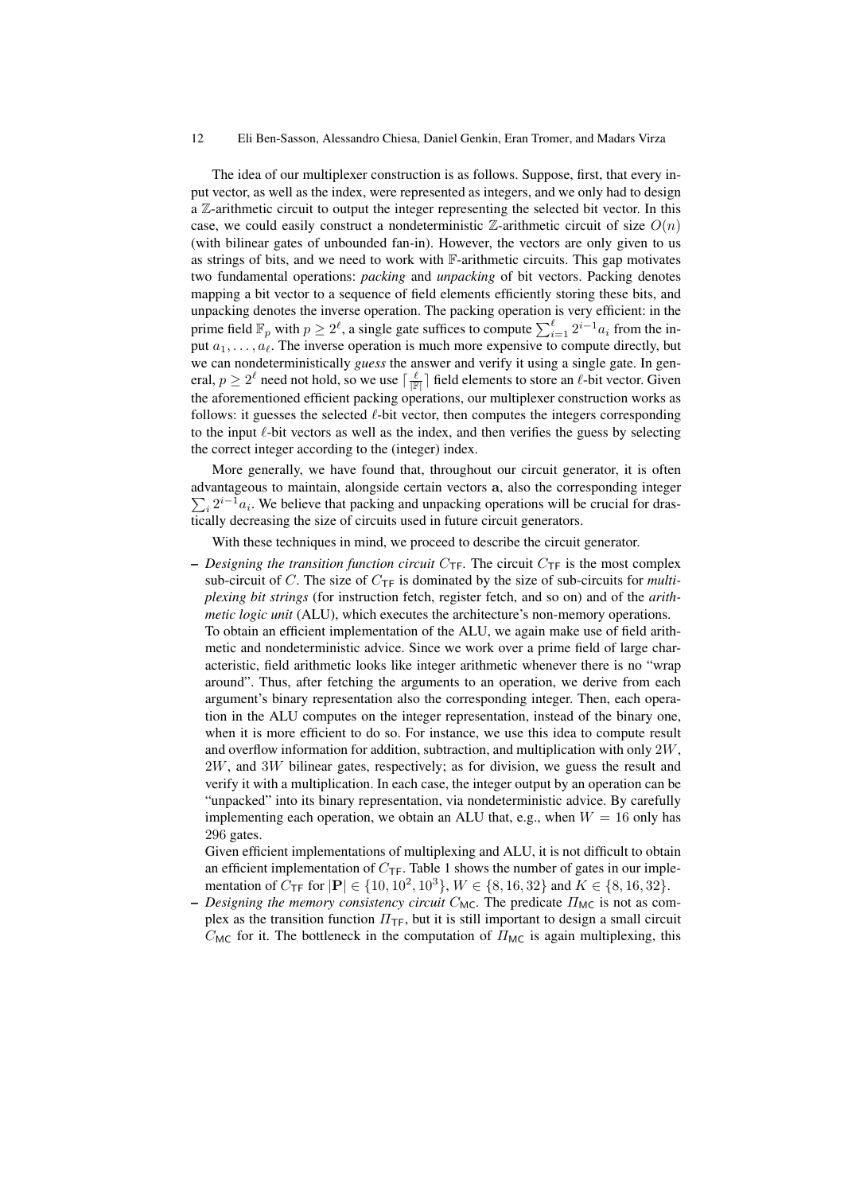The idea of our multiplexer construction is as follows. Suppose, first, that every input vector, as well as the index, were represented as integers, and we only had to design a $\mathbb{Z}$-arithmetic circuit to output the integer representing the selected bit vector. In this case, we could easily construct a nondeterministic $\mathbb{Z}$-arithmetic circuit of size $O(n)$ (with bilinear gates of unbounded fan-in). However, the vectors are only given to us as strings of bits, and we need to work with $\mathbb{F}$-arithmetic circuits. This gap motivates two fundamental operations: *packing* and *unpacking* of bit vectors. Packing denotes mapping a bit vector to a sequence of field elements efficiently storing these bits, and unpacking denotes the inverse operation. The packing operation is very efficient: in the prime field $\mathbb{F}_p$ with $p \geq 2^\ell$, a single gate suffices to compute $\sum_{i=1}^{\ell} 2^{i-1}a_i$ from the input $a_1, \ldots, a_\ell$. The inverse operation is much more expensive to compute directly, but we can nondeterministically *guess* the answer and verify it using a single gate. In general, $p \geq 2^\ell$ need not hold, so we use $\lceil \frac{\ell}{|\mathbb{F}|} \rceil$ field elements to store an $\ell$-bit vector. Given the aforementioned efficient packing operations, our multiplexer construction works as follows: it guesses the selected $\ell$-bit vector, then computes the integers corresponding to the input $\ell$-bit vectors as well as the index, and then verifies the guess by selecting the correct integer according to the (integer) index.

More generally, we have found that, throughout our circuit generator, it is often advantageous to maintain, alongside certain vectors $\mathbf{a}$, also the corresponding integer $\sum_i 2^{i-1}a_i$. We believe that packing and unpacking operations will be crucial for drastically decreasing the size of circuits used in future circuit generators.

With these techniques in mind, we proceed to describe the circuit generator.

- *Designing the transition function circuit* $C_{\mathsf{TF}}$. The circuit $C_{\mathsf{TF}}$ is the most complex sub-circuit of $C$. The size of $C_{\mathsf{TF}}$ is dominated by the size of sub-circuits for *multiplexing bit strings* (for instruction fetch, register fetch, and so on) and of the *arithmetic logic unit* (ALU), which executes the architecture's non-memory operations.
  To obtain an efficient implementation of the ALU, we again make use of field arithmetic and nondeterministic advice. Since we work over a prime field of large characteristic, field arithmetic looks like integer arithmetic whenever there is no "wrap around". Thus, after fetching the arguments to an operation, we derive from each argument's binary representation also the corresponding integer. Then, each operation in the ALU computes on the integer representation, instead of the binary one, when it is more efficient to do so. For instance, we use this idea to compute result and overflow information for addition, subtraction, and multiplication with only $2W$, $2W$, and $3W$ bilinear gates, respectively; as for division, we guess the result and verify it with a multiplication. In each case, the integer output by an operation can be "unpacked" into its binary representation, via nondeterministic advice. By carefully implementing each operation, we obtain an ALU that, e.g., when $W = 16$ only has 296 gates.
  Given efficient implementations of multiplexing and ALU, it is not difficult to obtain an efficient implementation of $C_{\mathsf{TF}}$. Table 1 shows the number of gates in our implementation of $C_{\mathsf{TF}}$ for $|\mathbf{P}| \in \{10, 10^2, 10^3\}$, $W \in \{8, 16, 32\}$ and $K \in \{8, 16, 32\}$.
- *Designing the memory consistency circuit* $C_{\mathsf{MC}}$. The predicate $\Pi_{\mathsf{MC}}$ is not as complex as the transition function $\Pi_{\mathsf{TF}}$, but it is still important to design a small circuit $C_{\mathsf{MC}}$ for it. The bottleneck in the computation of $\Pi_{\mathsf{MC}}$ is again multiplexing, this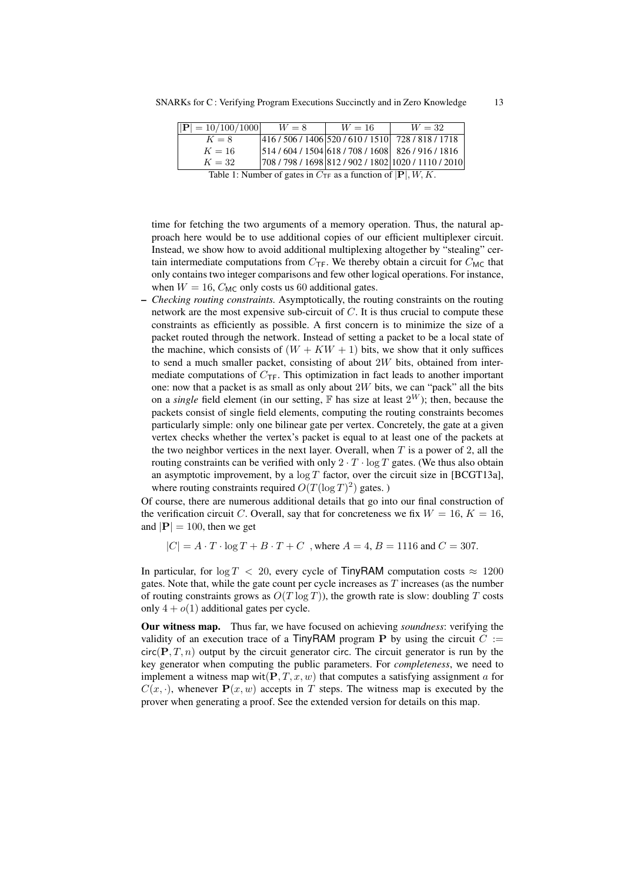| $\|\mathbf{P}\| = 10/100/1000$ | $W = 8$ | $W = 16$ | $W = 32$ |
|---|---|---|---|
| $K = 8$ | 416 / 506 / 1406 | 520 / 610 / 1510 | 728 / 818 / 1718 |
| $K = 16$ | 514 / 604 / 1504 | 618 / 708 / 1608 | 826 / 916 / 1816 |
| $K = 32$ | 708 / 798 / 1698 | 812 / 902 / 1802 | 1020 / 1110 / 2010 |

Table 1: Number of gates in $C_{\mathsf{TF}}$ as a function of $|\mathbf{P}|, W, K$.

time for fetching the two arguments of a memory operation. Thus, the natural approach here would be to use additional copies of our efficient multiplexer circuit. Instead, we show how to avoid additional multiplexing altogether by "stealing" certain intermediate computations from $C_{\mathsf{TF}}$. We thereby obtain a circuit for $C_{\mathsf{MC}}$ that only contains two integer comparisons and few other logical operations. For instance, when $W = 16$, $C_{\mathsf{MC}}$ only costs us 60 additional gates.

– *Checking routing constraints.* Asymptotically, the routing constraints on the routing network are the most expensive sub-circuit of $C$. It is thus crucial to compute these constraints as efficiently as possible. A first concern is to minimize the size of a packet routed through the network. Instead of setting a packet to be a local state of the machine, which consists of $(W + KW + 1)$ bits, we show that it only suffices to send a much smaller packet, consisting of about $2W$ bits, obtained from intermediate computations of $C_{\mathsf{TF}}$. This optimization in fact leads to another important one: now that a packet is as small as only about $2W$ bits, we can "pack" all the bits on a *single* field element (in our setting, $\mathbb{F}$ has size at least $2^W$); then, because the packets consist of single field elements, computing the routing constraints becomes particularly simple: only one bilinear gate per vertex. Concretely, the gate at a given vertex checks whether the vertex's packet is equal to at least one of the packets at the two neighbor vertices in the next layer. Overall, when $T$ is a power of 2, all the routing constraints can be verified with only $2 \cdot T \cdot \log T$ gates. (We thus also obtain an asymptotic improvement, by a $\log T$ factor, over the circuit size in [BCGT13a], where routing constraints required $O(T(\log T)^2)$ gates. )

Of course, there are numerous additional details that go into our final construction of the verification circuit $C$. Overall, say that for concreteness we fix $W = 16$, $K = 16$, and $|\mathbf{P}| = 100$, then we get

$$|C| = A \cdot T \cdot \log T + B \cdot T + C \ \ \text{, where } A = 4,\ B = 1116 \text{ and } C = 307.$$

In particular, for $\log T < 20$, every cycle of $\mathsf{TinyRAM}$ computation costs $\approx 1200$ gates. Note that, while the gate count per cycle increases as $T$ increases (as the number of routing constraints grows as $O(T \log T)$), the growth rate is slow: doubling $T$ costs only $4 + o(1)$ additional gates per cycle.

**Our witness map.** Thus far, we have focused on achieving *soundness*: verifying the validity of an execution trace of a $\mathsf{TinyRAM}$ program $\mathbf{P}$ by using the circuit $C := \mathsf{circ}(\mathbf{P}, T, n)$ output by the circuit generator circ. The circuit generator is run by the key generator when computing the public parameters. For *completeness*, we need to implement a witness map $\mathsf{wit}(\mathbf{P}, T, x, w)$ that computes a satisfying assignment $a$ for $C(x, \cdot)$, whenever $\mathbf{P}(x, w)$ accepts in $T$ steps. The witness map is executed by the prover when generating a proof. See the extended version for details on this map.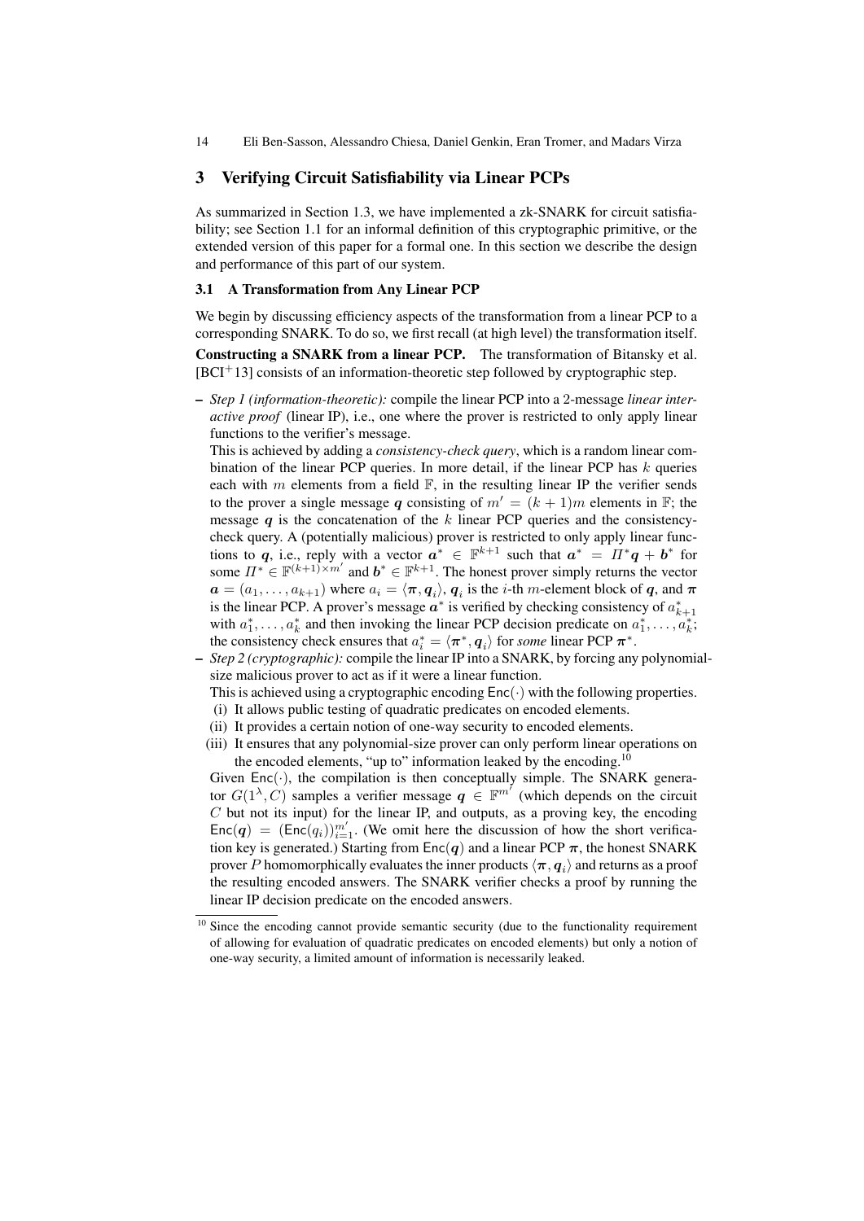## 3 Verifying Circuit Satisfiability via Linear PCPs

As summarized in Section 1.3, we have implemented a zk-SNARK for circuit satisfiability; see Section 1.1 for an informal definition of this cryptographic primitive, or the extended version of this paper for a formal one. In this section we describe the design and performance of this part of our system.

### 3.1 A Transformation from Any Linear PCP

We begin by discussing efficiency aspects of the transformation from a linear PCP to a corresponding SNARK. To do so, we first recall (at high level) the transformation itself.

**Constructing a SNARK from a linear PCP.** The transformation of Bitansky et al. [BCI+13] consists of an information-theoretic step followed by cryptographic step.

- *Step 1 (information-theoretic):* compile the linear PCP into a 2-message *linear interactive proof* (linear IP), i.e., one where the prover is restricted to only apply linear functions to the verifier's message.
  This is achieved by adding a *consistency-check query*, which is a random linear combination of the linear PCP queries. In more detail, if the linear PCP has $k$ queries each with $m$ elements from a field $\mathbb{F}$, in the resulting linear IP the verifier sends to the prover a single message $\boldsymbol{q}$ consisting of $m' = (k+1)m$ elements in $\mathbb{F}$; the message $\boldsymbol{q}$ is the concatenation of the $k$ linear PCP queries and the consistency-check query. A (potentially malicious) prover is restricted to only apply linear functions to $\boldsymbol{q}$, i.e., reply with a vector $\boldsymbol{a}^* \in \mathbb{F}^{k+1}$ such that $\boldsymbol{a}^* = \Pi^* \boldsymbol{q} + \boldsymbol{b}^*$ for some $\Pi^* \in \mathbb{F}^{(k+1)\times m'}$ and $\boldsymbol{b}^* \in \mathbb{F}^{k+1}$. The honest prover simply returns the vector $\boldsymbol{a} = (a_1, \ldots, a_{k+1})$ where $a_i = \langle \boldsymbol{\pi}, \boldsymbol{q}_i \rangle$, $\boldsymbol{q}_i$ is the $i$-th $m$-element block of $\boldsymbol{q}$, and $\boldsymbol{\pi}$ is the linear PCP. A prover's message $\boldsymbol{a}^*$ is verified by checking consistency of $a^*_{k+1}$ with $a^*_1, \ldots, a^*_k$ and then invoking the linear PCP decision predicate on $a^*_1, \ldots, a^*_k$; the consistency check ensures that $a^*_i = \langle \boldsymbol{\pi}^*, \boldsymbol{q}_i \rangle$ for *some* linear PCP $\boldsymbol{\pi}^*$.
- *Step 2 (cryptographic):* compile the linear IP into a SNARK, by forcing any polynomial-size malicious prover to act as if it were a linear function.
  This is achieved using a cryptographic encoding $\mathsf{Enc}(\cdot)$ with the following properties.
  (i) It allows public testing of quadratic predicates on encoded elements.
  (ii) It provides a certain notion of one-way security to encoded elements.
  (iii) It ensures that any polynomial-size prover can only perform linear operations on the encoded elements, "up to" information leaked by the encoding.[10]
  Given $\mathsf{Enc}(\cdot)$, the compilation is then conceptually simple. The SNARK generator $G(1^\lambda, C)$ samples a verifier message $\boldsymbol{q} \in \mathbb{F}^{m'}$ (which depends on the circuit $C$ but not its input) for the linear IP, and outputs, as a proving key, the encoding $\mathsf{Enc}(\boldsymbol{q}) = (\mathsf{Enc}(q_i))_{i=1}^{m'}$. (We omit here the discussion of how the short verification key is generated.) Starting from $\mathsf{Enc}(\boldsymbol{q})$ and a linear PCP $\boldsymbol{\pi}$, the honest SNARK prover $P$ homomorphically evaluates the inner products $\langle \boldsymbol{\pi}, \boldsymbol{q}_i \rangle$ and returns as a proof the resulting encoded answers. The SNARK verifier checks a proof by running the linear IP decision predicate on the encoded answers.

[10] Since the encoding cannot provide semantic security (due to the functionality requirement of allowing for evaluation of quadratic predicates on encoded elements) but only a notion of one-way security, a limited amount of information is necessarily leaked.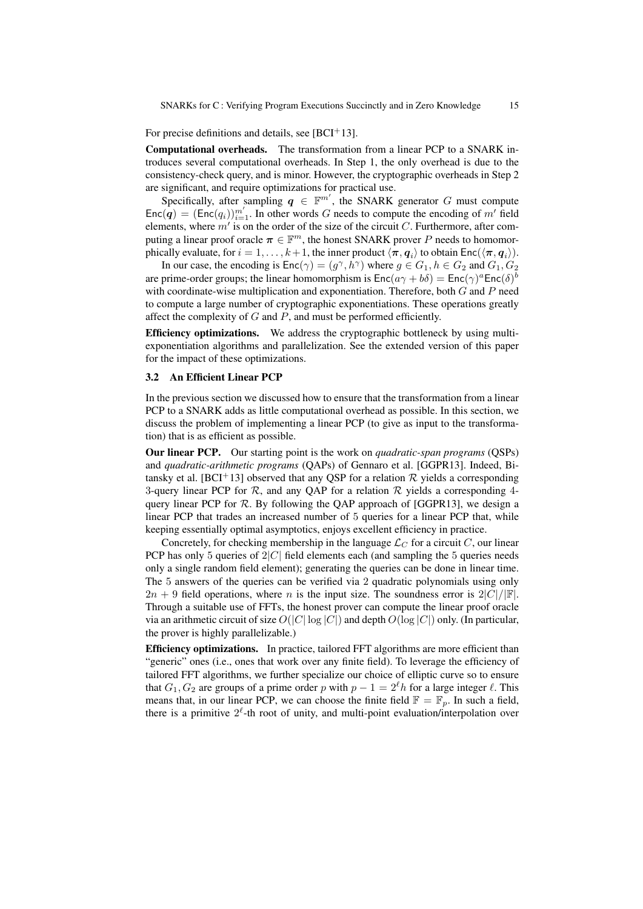For precise definitions and details, see [BCI+13].

**Computational overheads.** The transformation from a linear PCP to a SNARK introduces several computational overheads. In Step 1, the only overhead is due to the consistency-check query, and is minor. However, the cryptographic overheads in Step 2 are significant, and require optimizations for practical use.

Specifically, after sampling $\boldsymbol{q} \in \mathbb{F}^{m'}$, the SNARK generator $G$ must compute $\mathsf{Enc}(\boldsymbol{q}) = (\mathsf{Enc}(q_i))_{i=1}^{m'}$. In other words $G$ needs to compute the encoding of $m'$ field elements, where $m'$ is on the order of the size of the circuit $C$. Furthermore, after computing a linear proof oracle $\boldsymbol{\pi} \in \mathbb{F}^m$, the honest SNARK prover $P$ needs to homomorphically evaluate, for $i = 1, \ldots, k+1$, the inner product $\langle \boldsymbol{\pi}, \boldsymbol{q}_i \rangle$ to obtain $\mathsf{Enc}(\langle \boldsymbol{\pi}, \boldsymbol{q}_i \rangle)$.

In our case, the encoding is $\mathsf{Enc}(\gamma) = (g^\gamma, h^\gamma)$ where $g \in G_1, h \in G_2$ and $G_1, G_2$ are prime-order groups; the linear homomorphism is $\mathsf{Enc}(a\gamma + b\delta) = \mathsf{Enc}(\gamma)^a \mathsf{Enc}(\delta)^b$ with coordinate-wise multiplication and exponentiation. Therefore, both $G$ and $P$ need to compute a large number of cryptographic exponentiations. These operations greatly affect the complexity of $G$ and $P$, and must be performed efficiently.

**Efficiency optimizations.** We address the cryptographic bottleneck by using multi-exponentiation algorithms and parallelization. See the extended version of this paper for the impact of these optimizations.

### 3.2 An Efficient Linear PCP

In the previous section we discussed how to ensure that the transformation from a linear PCP to a SNARK adds as little computational overhead as possible. In this section, we discuss the problem of implementing a linear PCP (to give as input to the transformation) that is as efficient as possible.

**Our linear PCP.** Our starting point is the work on *quadratic-span programs* (QSPs) and *quadratic-arithmetic programs* (QAPs) of Gennaro et al. [GGPR13]. Indeed, Bitansky et al. [BCI+13] observed that any QSP for a relation $\mathcal{R}$ yields a corresponding 3-query linear PCP for $\mathcal{R}$, and any QAP for a relation $\mathcal{R}$ yields a corresponding 4-query linear PCP for $\mathcal{R}$. By following the QAP approach of [GGPR13], we design a linear PCP that trades an increased number of 5 queries for a linear PCP that, while keeping essentially optimal asymptotics, enjoys excellent efficiency in practice.

Concretely, for checking membership in the language $\mathcal{L}_C$ for a circuit $C$, our linear PCP has only 5 queries of $2|C|$ field elements each (and sampling the 5 queries needs only a single random field element); generating the queries can be done in linear time. The 5 answers of the queries can be verified via 2 quadratic polynomials using only $2n + 9$ field operations, where $n$ is the input size. The soundness error is $2|C|/|\mathbb{F}|$. Through a suitable use of FFTs, the honest prover can compute the linear proof oracle via an arithmetic circuit of size $O(|C| \log |C|)$ and depth $O(\log |C|)$ only. (In particular, the prover is highly parallelizable.)

**Efficiency optimizations.** In practice, tailored FFT algorithms are more efficient than "generic" ones (i.e., ones that work over any finite field). To leverage the efficiency of tailored FFT algorithms, we further specialize our choice of elliptic curve so to ensure that $G_1, G_2$ are groups of a prime order $p$ with $p - 1 = 2^\ell h$ for a large integer $\ell$. This means that, in our linear PCP, we can choose the finite field $\mathbb{F} = \mathbb{F}_p$. In such a field, there is a primitive $2^\ell$-th root of unity, and multi-point evaluation/interpolation over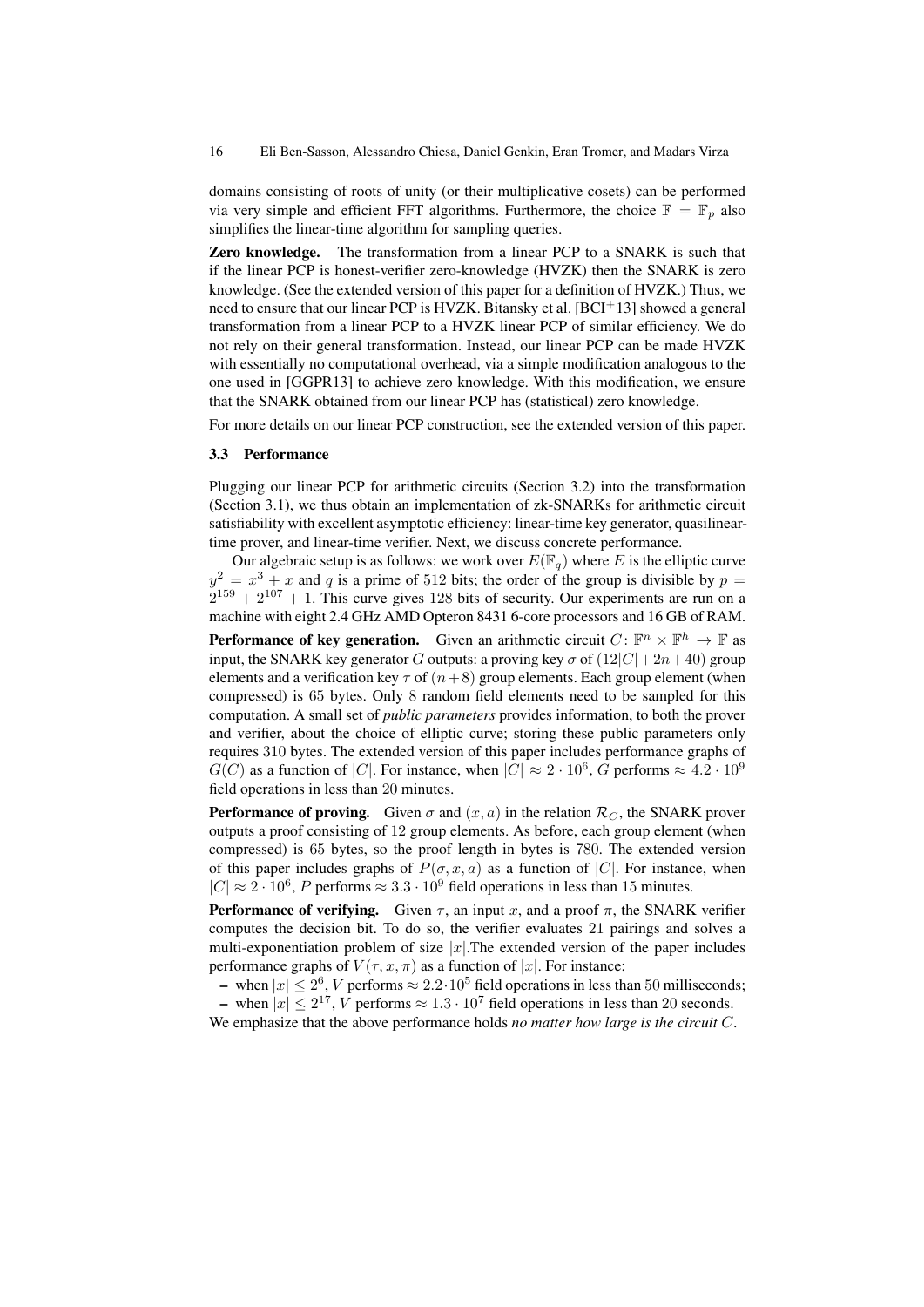domains consisting of roots of unity (or their multiplicative cosets) can be performed via very simple and efficient FFT algorithms. Furthermore, the choice $\mathbb{F} = \mathbb{F}_p$ also simplifies the linear-time algorithm for sampling queries.

**Zero knowledge.** The transformation from a linear PCP to a SNARK is such that if the linear PCP is honest-verifier zero-knowledge (HVZK) then the SNARK is zero knowledge. (See the extended version of this paper for a definition of HVZK.) Thus, we need to ensure that our linear PCP is HVZK. Bitansky et al. [BCI[+]13] showed a general transformation from a linear PCP to a HVZK linear PCP of similar efficiency. We do not rely on their general transformation. Instead, our linear PCP can be made HVZK with essentially no computational overhead, via a simple modification analogous to the one used in [GGPR13] to achieve zero knowledge. With this modification, we ensure that the SNARK obtained from our linear PCP has (statistical) zero knowledge.

For more details on our linear PCP construction, see the extended version of this paper.

### 3.3 Performance

Plugging our linear PCP for arithmetic circuits (Section 3.2) into the transformation (Section 3.1), we thus obtain an implementation of zk-SNARKs for arithmetic circuit satisfiability with excellent asymptotic efficiency: linear-time key generator, quasilinear-time prover, and linear-time verifier. Next, we discuss concrete performance.

Our algebraic setup is as follows: we work over $E(\mathbb{F}_q)$ where $E$ is the elliptic curve $y^2 = x^3 + x$ and $q$ is a prime of 512 bits; the order of the group is divisible by $p = 2^{159} + 2^{107} + 1$. This curve gives 128 bits of security. Our experiments are run on a machine with eight 2.4 GHz AMD Opteron 8431 6-core processors and 16 GB of RAM.

**Performance of key generation.** Given an arithmetic circuit $C\colon \mathbb{F}^n \times \mathbb{F}^h \to \mathbb{F}$ as input, the SNARK key generator $G$ outputs: a proving key $\sigma$ of $(12|C|+2n+40)$ group elements and a verification key $\tau$ of $(n+8)$ group elements. Each group element (when compressed) is 65 bytes. Only 8 random field elements need to be sampled for this computation. A small set of *public parameters* provides information, to both the prover and verifier, about the choice of elliptic curve; storing these public parameters only requires 310 bytes. The extended version of this paper includes performance graphs of $G(C)$ as a function of $|C|$. For instance, when $|C| \approx 2 \cdot 10^6$, $G$ performs $\approx 4.2 \cdot 10^9$ field operations in less than 20 minutes.

**Performance of proving.** Given $\sigma$ and $(x, a)$ in the relation $\mathcal{R}_C$, the SNARK prover outputs a proof consisting of 12 group elements. As before, each group element (when compressed) is 65 bytes, so the proof length in bytes is 780. The extended version of this paper includes graphs of $P(\sigma, x, a)$ as a function of $|C|$. For instance, when $|C| \approx 2 \cdot 10^6$, $P$ performs $\approx 3.3 \cdot 10^9$ field operations in less than 15 minutes.

**Performance of verifying.** Given $\tau$, an input $x$, and a proof $\pi$, the SNARK verifier computes the decision bit. To do so, the verifier evaluates 21 pairings and solves a multi-exponentiation problem of size $|x|$.The extended version of the paper includes performance graphs of $V(\tau, x, \pi)$ as a function of $|x|$. For instance:

- when $|x| \leq 2^6$, $V$ performs $\approx 2.2 \cdot 10^5$ field operations in less than 50 milliseconds;
- when $|x| \leq 2^{17}$, $V$ performs $\approx 1.3 \cdot 10^7$ field operations in less than 20 seconds.

We emphasize that the above performance holds *no matter how large is the circuit $C$*.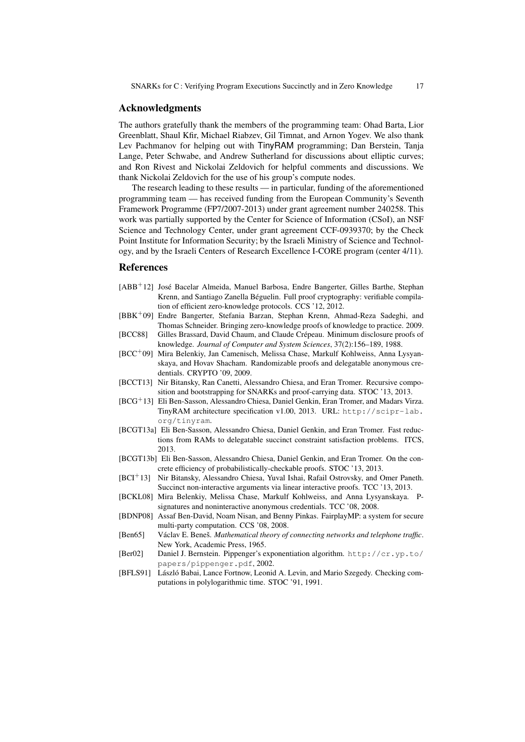## Acknowledgments

The authors gratefully thank the members of the programming team: Ohad Barta, Lior Greenblatt, Shaul Kfir, Michael Riabzev, Gil Timnat, and Arnon Yogev. We also thank Lev Pachmanov for helping out with TinyRAM programming; Dan Berstein, Tanja Lange, Peter Schwabe, and Andrew Sutherland for discussions about elliptic curves; and Ron Rivest and Nickolai Zeldovich for helpful comments and discussions. We thank Nickolai Zeldovich for the use of his group's compute nodes.

The research leading to these results — in particular, funding of the aforementioned programming team — has received funding from the European Community's Seventh Framework Programme (FP7/2007-2013) under grant agreement number 240258. This work was partially supported by the Center for Science of Information (CSoI), an NSF Science and Technology Center, under grant agreement CCF-0939370; by the Check Point Institute for Information Security; by the Israeli Ministry of Science and Technology, and by the Israeli Centers of Research Excellence I-CORE program (center 4/11).

## References

- [ABB+12] José Bacelar Almeida, Manuel Barbosa, Endre Bangerter, Gilles Barthe, Stephan Krenn, and Santiago Zanella Béguelin. Full proof cryptography: verifiable compilation of efficient zero-knowledge protocols. CCS '12, 2012.
- [BBK+09] Endre Bangerter, Stefania Barzan, Stephan Krenn, Ahmad-Reza Sadeghi, and Thomas Schneider. Bringing zero-knowledge proofs of knowledge to practice. 2009.
- [BCC88] Gilles Brassard, David Chaum, and Claude Crépeau. Minimum disclosure proofs of knowledge. *Journal of Computer and System Sciences*, 37(2):156–189, 1988.
- [BCC+09] Mira Belenkiy, Jan Camenisch, Melissa Chase, Markulf Kohlweiss, Anna Lysyanskaya, and Hovav Shacham. Randomizable proofs and delegatable anonymous credentials. CRYPTO '09, 2009.
- [BCCT13] Nir Bitansky, Ran Canetti, Alessandro Chiesa, and Eran Tromer. Recursive composition and bootstrapping for SNARKs and proof-carrying data. STOC '13, 2013.
- [BCG+13] Eli Ben-Sasson, Alessandro Chiesa, Daniel Genkin, Eran Tromer, and Madars Virza. TinyRAM architecture specification v1.00, 2013. URL: `http://scipr-lab.org/tinyram`.
- [BCGT13a] Eli Ben-Sasson, Alessandro Chiesa, Daniel Genkin, and Eran Tromer. Fast reductions from RAMs to delegatable succinct constraint satisfaction problems. ITCS, 2013.
- [BCGT13b] Eli Ben-Sasson, Alessandro Chiesa, Daniel Genkin, and Eran Tromer. On the concrete efficiency of probabilistically-checkable proofs. STOC '13, 2013.
- [BCI+13] Nir Bitansky, Alessandro Chiesa, Yuval Ishai, Rafail Ostrovsky, and Omer Paneth. Succinct non-interactive arguments via linear interactive proofs. TCC '13, 2013.
- [BCKL08] Mira Belenkiy, Melissa Chase, Markulf Kohlweiss, and Anna Lysyanskaya. P-signatures and noninteractive anonymous credentials. TCC '08, 2008.
- [BDNP08] Assaf Ben-David, Noam Nisan, and Benny Pinkas. FairplayMP: a system for secure multi-party computation. CCS '08, 2008.
- [Ben65] Václav E. Beneš. *Mathematical theory of connecting networks and telephone traffic*. New York, Academic Press, 1965.
- [Ber02] Daniel J. Bernstein. Pippenger's exponentiation algorithm. `http://cr.yp.to/papers/pippenger.pdf`, 2002.
- [BFLS91] László Babai, Lance Fortnow, Leonid A. Levin, and Mario Szegedy. Checking computations in polylogarithmic time. STOC '91, 1991.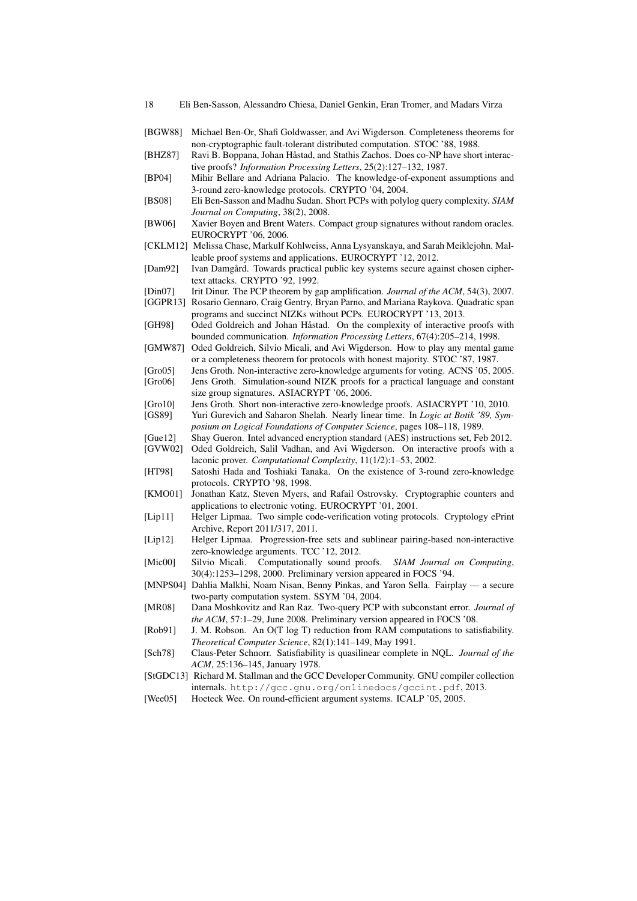[BGW88] Michael Ben-Or, Shafi Goldwasser, and Avi Wigderson. Completeness theorems for non-cryptographic fault-tolerant distributed computation. STOC '88, 1988.

[BHZ87] Ravi B. Boppana, Johan Håstad, and Stathis Zachos. Does co-NP have short interactive proofs? *Information Processing Letters*, 25(2):127–132, 1987.

[BP04] Mihir Bellare and Adriana Palacio. The knowledge-of-exponent assumptions and 3-round zero-knowledge protocols. CRYPTO '04, 2004.

[BS08] Eli Ben-Sasson and Madhu Sudan. Short PCPs with polylog query complexity. *SIAM Journal on Computing*, 38(2), 2008.

[BW06] Xavier Boyen and Brent Waters. Compact group signatures without random oracles. EUROCRYPT '06, 2006.

[CKLM12] Melissa Chase, Markulf Kohlweiss, Anna Lysyanskaya, and Sarah Meiklejohn. Malleable proof systems and applications. EUROCRYPT '12, 2012.

[Dam92] Ivan Damgård. Towards practical public key systems secure against chosen ciphertext attacks. CRYPTO '92, 1992.

[Din07] Irit Dinur. The PCP theorem by gap amplification. *Journal of the ACM*, 54(3), 2007.

[GGPR13] Rosario Gennaro, Craig Gentry, Bryan Parno, and Mariana Raykova. Quadratic span programs and succinct NIZKs without PCPs. EUROCRYPT '13, 2013.

[GH98] Oded Goldreich and Johan Håstad. On the complexity of interactive proofs with bounded communication. *Information Processing Letters*, 67(4):205–214, 1998.

[GMW87] Oded Goldreich, Silvio Micali, and Avi Wigderson. How to play any mental game or a completeness theorem for protocols with honest majority. STOC '87, 1987.

[Gro05] Jens Groth. Non-interactive zero-knowledge arguments for voting. ACNS '05, 2005.

[Gro06] Jens Groth. Simulation-sound NIZK proofs for a practical language and constant size group signatures. ASIACRYPT '06, 2006.

[Gro10] Jens Groth. Short non-interactive zero-knowledge proofs. ASIACRYPT '10, 2010.

[GS89] Yuri Gurevich and Saharon Shelah. Nearly linear time. In *Logic at Botik '89, Symposium on Logical Foundations of Computer Science*, pages 108–118, 1989.

[Gue12] Shay Gueron. Intel advanced encryption standard (AES) instructions set, Feb 2012.

[GVW02] Oded Goldreich, Salil Vadhan, and Avi Wigderson. On interactive proofs with a laconic prover. *Computational Complexity*, 11(1/2):1–53, 2002.

[HT98] Satoshi Hada and Toshiaki Tanaka. On the existence of 3-round zero-knowledge protocols. CRYPTO '98, 1998.

[KMO01] Jonathan Katz, Steven Myers, and Rafail Ostrovsky. Cryptographic counters and applications to electronic voting. EUROCRYPT '01, 2001.

[Lip11] Helger Lipmaa. Two simple code-verification voting protocols. Cryptology ePrint Archive, Report 2011/317, 2011.

[Lip12] Helger Lipmaa. Progression-free sets and sublinear pairing-based non-interactive zero-knowledge arguments. TCC '12, 2012.

[Mic00] Silvio Micali. Computationally sound proofs. *SIAM Journal on Computing*, 30(4):1253–1298, 2000. Preliminary version appeared in FOCS '94.

[MNPS04] Dahlia Malkhi, Noam Nisan, Benny Pinkas, and Yaron Sella. Fairplay — a secure two-party computation system. SSYM '04, 2004.

[MR08] Dana Moshkovitz and Ran Raz. Two-query PCP with subconstant error. *Journal of the ACM*, 57:1–29, June 2008. Preliminary version appeared in FOCS '08.

[Rob91] J. M. Robson. An O(T log T) reduction from RAM computations to satisfiability. *Theoretical Computer Science*, 82(1):141–149, May 1991.

[Sch78] Claus-Peter Schnorr. Satisfiability is quasilinear complete in NQL. *Journal of the ACM*, 25:136–145, January 1978.

[StGDC13] Richard M. Stallman and the GCC Developer Community. GNU compiler collection internals. `http://gcc.gnu.org/onlinedocs/gccint.pdf`, 2013.

[Wee05] Hoeteck Wee. On round-efficient argument systems. ICALP '05, 2005.